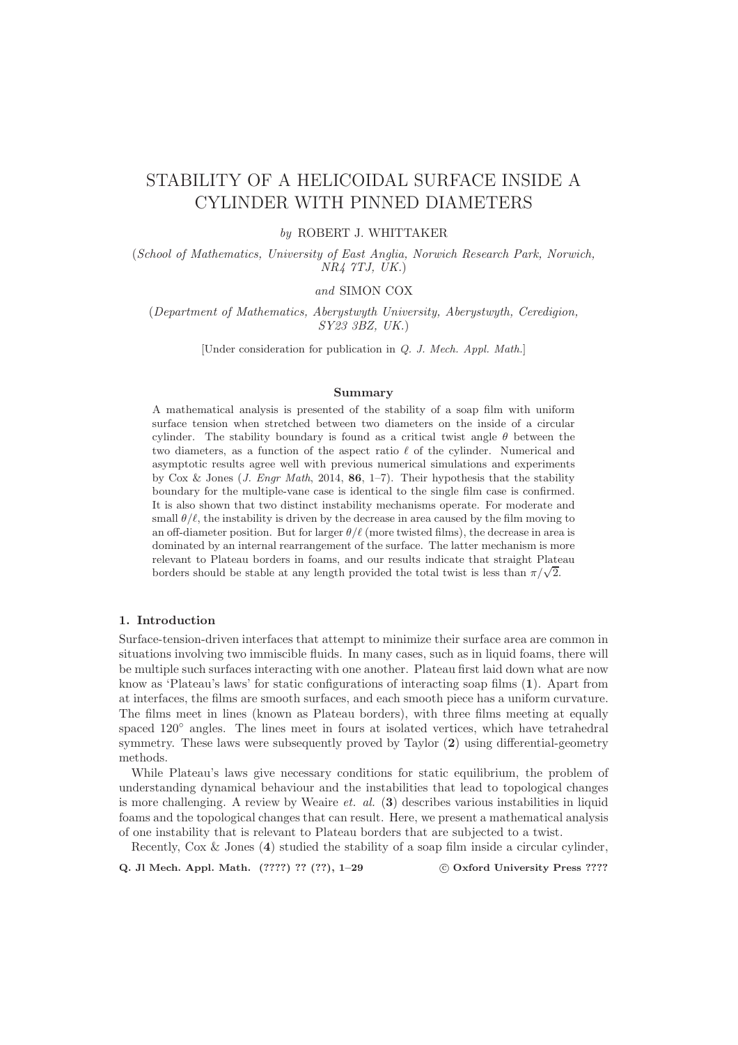# STABILITY OF A HELICOIDAL SURFACE INSIDE A CYLINDER WITH PINNED DIAMETERS

*by* ROBERT J. WHITTAKER

(*School of Mathematics, University of East Anglia, Norwich Research Park, Norwich, NR4 7TJ, UK.*)

*and* SIMON COX

(*Department of Mathematics, Aberystwyth University, Aberystwyth, Ceredigion, SY23 3BZ, UK.*)

[Under consideration for publication in *Q. J. Mech. Appl. Math.*]

## Summary

A mathematical analysis is presented of the stability of a soap film with uniform surface tension when stretched between two diameters on the inside of a circular cylinder. The stability boundary is found as a critical twist angle $\theta$ between the two diameters, as a function of the aspect ratio $\ell$ of the cylinder. Numerical and asymptotic results agree well with previous numerical simulations and experiments by Cox & Jones (*J. Engr Math*, 2014, **86**, 1–7). Their hypothesis that the stability boundary for the multiple-vane case is identical to the single film case is confirmed. It is also shown that two distinct instability mechanisms operate. For moderate and small $\theta/\ell$, the instability is driven by the decrease in area caused by the film moving to an off-diameter position. But for larger $\theta/\ell$ (more twisted films), the decrease in area is dominated by an internal rearrangement of the surface. The latter mechanism is more relevant to Plateau borders in foams, and our results indicate that straight Plateau borders should be stable at any length provided the total twist is less than $\pi/\sqrt{2}$.

## 1. Introduction

Surface-tension-driven interfaces that attempt to minimize their surface area are common in situations involving two immiscible fluids. In many cases, such as in liquid foams, there will be multiple such surfaces interacting with one another. Plateau first laid down what are now know as 'Plateau's laws' for static configurations of interacting soap films (**1**). Apart from at interfaces, the films are smooth surfaces, and each smooth piece has a uniform curvature. The films meet in lines (known as Plateau borders), with three films meeting at equally spaced 120° angles. The lines meet in fours at isolated vertices, which have tetrahedral symmetry. These laws were subsequently proved by Taylor (**2**) using differential-geometry methods.

While Plateau's laws give necessary conditions for static equilibrium, the problem of understanding dynamical behaviour and the instabilities that lead to topological changes is more challenging. A review by Weaire *et. al.* (**3**) describes various instabilities in liquid foams and the topological changes that can result. Here, we present a mathematical analysis of one instability that is relevant to Plateau borders that are subjected to a twist.

Recently, Cox & Jones (**4**) studied the stability of a soap film inside a circular cylinder,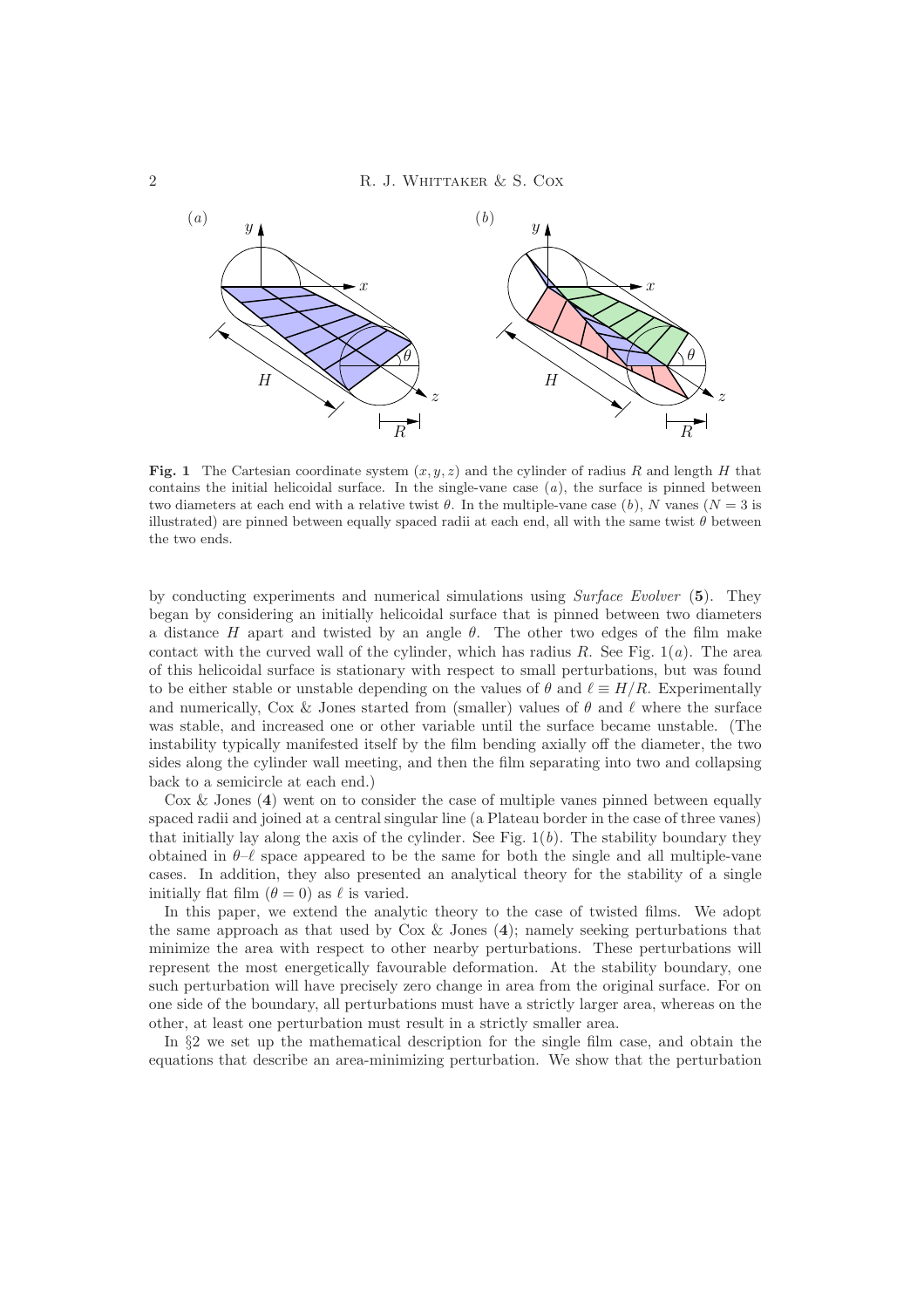**Fig. 1** The Cartesian coordinate system $(x, y, z)$ and the cylinder of radius $R$ and length $H$ that contains the initial helicoidal surface. In the single-vane case $(a)$, the surface is pinned between two diameters at each end with a relative twist $\theta$. In the multiple-vane case $(b)$, $N$ vanes ($N = 3$ is illustrated) are pinned between equally spaced radii at each end, all with the same twist $\theta$ between the two ends.

by conducting experiments and numerical simulations using *Surface Evolver* (**5**). They began by considering an initially helicoidal surface that is pinned between two diameters a distance $H$ apart and twisted by an angle $\theta$. The other two edges of the film make contact with the curved wall of the cylinder, which has radius $R$. See Fig. 1$(a)$. The area of this helicoidal surface is stationary with respect to small perturbations, but was found to be either stable or unstable depending on the values of $\theta$ and $\ell \equiv H/R$. Experimentally and numerically, Cox & Jones started from (smaller) values of $\theta$ and $\ell$ where the surface was stable, and increased one or other variable until the surface became unstable. (The instability typically manifested itself by the film bending axially off the diameter, the two sides along the cylinder wall meeting, and then the film separating into two and collapsing back to a semicircle at each end.)

Cox & Jones (**4**) went on to consider the case of multiple vanes pinned between equally spaced radii and joined at a central singular line (a Plateau border in the case of three vanes) that initially lay along the axis of the cylinder. See Fig. 1$(b)$. The stability boundary they obtained in $\theta$–$\ell$ space appeared to be the same for both the single and all multiple-vane cases. In addition, they also presented an analytical theory for the stability of a single initially flat film ($\theta = 0$) as $\ell$ is varied.

In this paper, we extend the analytic theory to the case of twisted films. We adopt the same approach as that used by Cox & Jones (**4**); namely seeking perturbations that minimize the area with respect to other nearby perturbations. These perturbations will represent the most energetically favourable deformation. At the stability boundary, one such perturbation will have precisely zero change in area from the original surface. For on one side of the boundary, all perturbations must have a strictly larger area, whereas on the other, at least one perturbation must result in a strictly smaller area.

In §2 we set up the mathematical description for the single film case, and obtain the equations that describe an area-minimizing perturbation. We show that the perturbation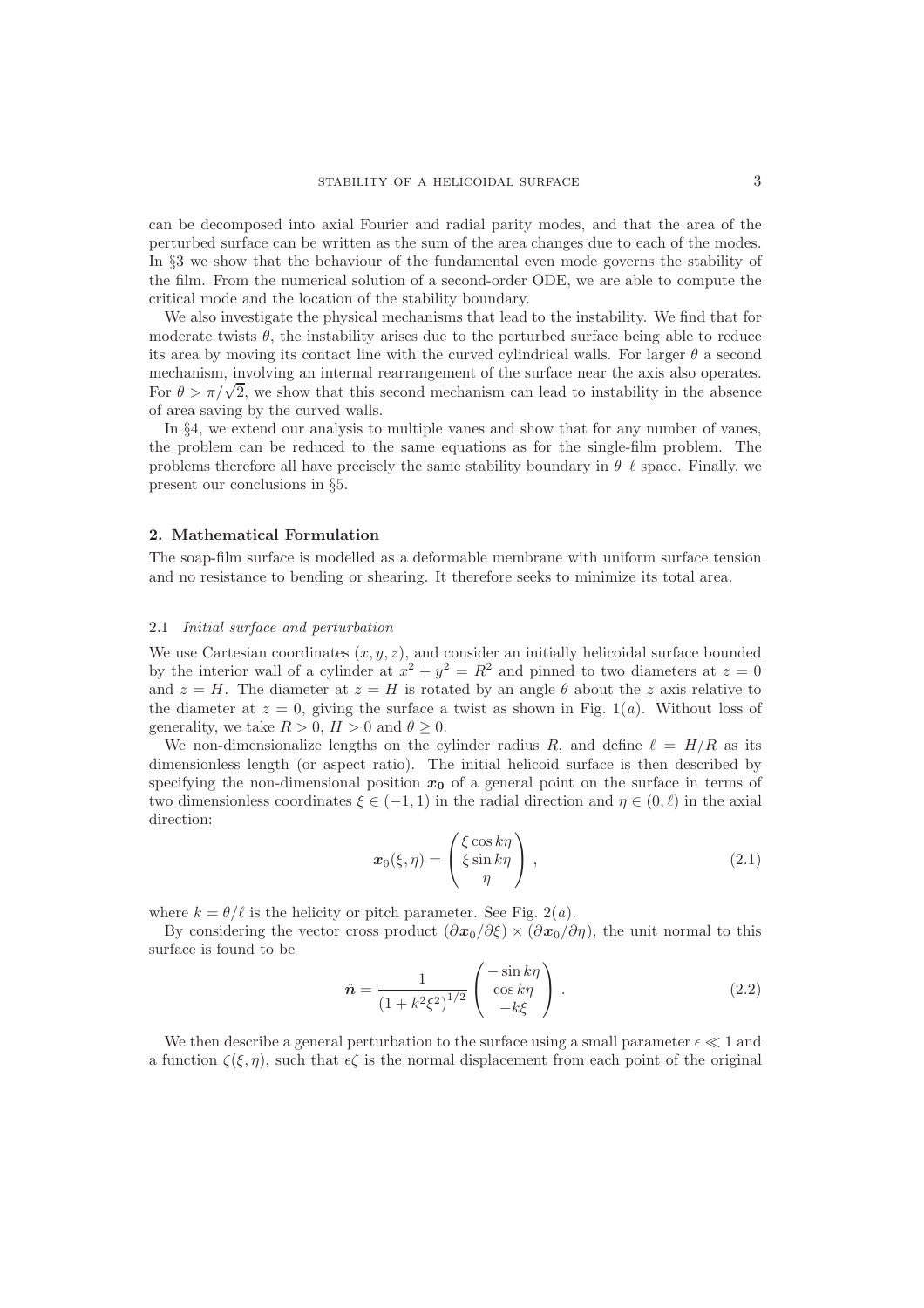can be decomposed into axial Fourier and radial parity modes, and that the area of the perturbed surface can be written as the sum of the area changes due to each of the modes. In §3 we show that the behaviour of the fundamental even mode governs the stability of the film. From the numerical solution of a second-order ODE, we are able to compute the critical mode and the location of the stability boundary.

We also investigate the physical mechanisms that lead to the instability. We find that for moderate twists $\theta$, the instability arises due to the perturbed surface being able to reduce its area by moving its contact line with the curved cylindrical walls. For larger $\theta$ a second mechanism, involving an internal rearrangement of the surface near the axis also operates. For $\theta > \pi/\sqrt{2}$, we show that this second mechanism can lead to instability in the absence of area saving by the curved walls.

In §4, we extend our analysis to multiple vanes and show that for any number of vanes, the problem can be reduced to the same equations as for the single-film problem. The problems therefore all have precisely the same stability boundary in $\theta$–$\ell$ space. Finally, we present our conclusions in §5.

## 2. Mathematical Formulation

The soap-film surface is modelled as a deformable membrane with uniform surface tension and no resistance to bending or shearing. It therefore seeks to minimize its total area.

### 2.1 *Initial surface and perturbation*

We use Cartesian coordinates $(x, y, z)$, and consider an initially helicoidal surface bounded by the interior wall of a cylinder at $x^2 + y^2 = R^2$ and pinned to two diameters at $z = 0$ and $z = H$. The diameter at $z = H$ is rotated by an angle $\theta$ about the $z$ axis relative to the diameter at $z = 0$, giving the surface a twist as shown in Fig. 1($a$). Without loss of generality, we take $R > 0$, $H > 0$ and $\theta \geq 0$.

We non-dimensionalize lengths on the cylinder radius $R$, and define $\ell = H/R$ as its dimensionless length (or aspect ratio). The initial helicoid surface is then described by specifying the non-dimensional position $\boldsymbol{x_0}$ of a general point on the surface in terms of two dimensionless coordinates $\xi \in (-1, 1)$ in the radial direction and $\eta \in (0, \ell)$ in the axial direction:

$$\boldsymbol{x}_0(\xi, \eta) = \begin{pmatrix} \xi \cos k\eta \\ \xi \sin k\eta \\ \eta \end{pmatrix}, \tag{2.1}$$

where $k = \theta/\ell$ is the helicity or pitch parameter. See Fig. 2($a$).

By considering the vector cross product $(\partial \boldsymbol{x}_0/\partial \xi) \times (\partial \boldsymbol{x}_0/\partial \eta)$, the unit normal to this surface is found to be

$$\hat{\boldsymbol{n}} = \frac{1}{(1 + k^2\xi^2)^{1/2}} \begin{pmatrix} -\sin k\eta \\ \cos k\eta \\ -k\xi \end{pmatrix}. \tag{2.2}$$

We then describe a general perturbation to the surface using a small parameter $\epsilon \ll 1$ and a function $\zeta(\xi, \eta)$, such that $\epsilon\zeta$ is the normal displacement from each point of the original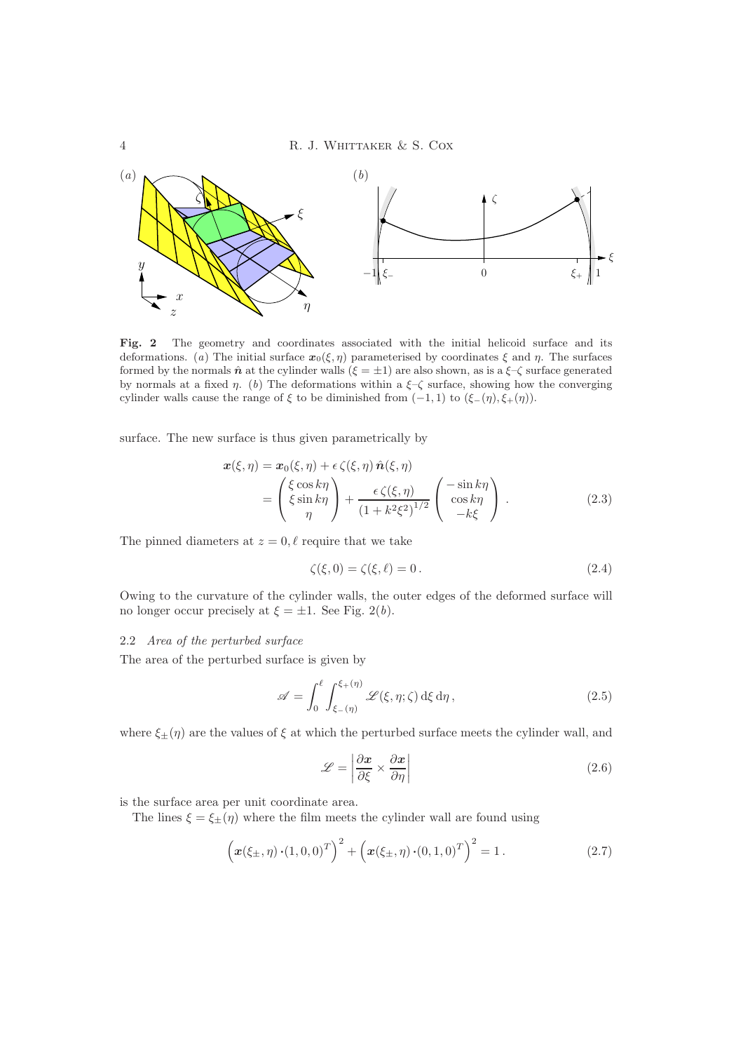**Fig. 2** The geometry and coordinates associated with the initial helicoid surface and its deformations. (*a*) The initial surface $\boldsymbol{x}_0(\xi,\eta)$ parameterised by coordinates $\xi$ and $\eta$. The surfaces formed by the normals $\hat{\boldsymbol{n}}$ at the cylinder walls ($\xi = \pm 1$) are also shown, as is a $\xi$–$\zeta$ surface generated by normals at a fixed $\eta$. (*b*) The deformations within a $\xi$–$\zeta$ surface, showing how the converging cylinder walls cause the range of $\xi$ to be diminished from $(-1, 1)$ to $(\xi_-(\eta), \xi_+(\eta))$.

surface. The new surface is thus given parametrically by

$$\begin{aligned}\boldsymbol{x}(\xi,\eta) &= \boldsymbol{x}_0(\xi,\eta) + \epsilon\,\zeta(\xi,\eta)\,\hat{\boldsymbol{n}}(\xi,\eta)\\ &= \begin{pmatrix}\xi\cos k\eta\\ \xi\sin k\eta\\ \eta\end{pmatrix} + \frac{\epsilon\,\zeta(\xi,\eta)}{\left(1+k^2\xi^2\right)^{1/2}}\begin{pmatrix}-\sin k\eta\\ \cos k\eta\\ -k\xi\end{pmatrix}. \end{aligned} \tag{2.3}$$

The pinned diameters at $z = 0, \ell$ require that we take

$$\zeta(\xi, 0) = \zeta(\xi, \ell) = 0\,. \tag{2.4}$$

Owing to the curvature of the cylinder walls, the outer edges of the deformed surface will no longer occur precisely at $\xi = \pm 1$. See Fig. 2(*b*).

### 2.2 *Area of the perturbed surface*

The area of the perturbed surface is given by

$$\mathscr{A} = \int_0^{\ell}\int_{\xi_-(\eta)}^{\xi_+(\eta)} \mathscr{L}(\xi,\eta;\zeta)\,\mathrm{d}\xi\,\mathrm{d}\eta\,, \tag{2.5}$$

where $\xi_\pm(\eta)$ are the values of $\xi$ at which the perturbed surface meets the cylinder wall, and

$$\mathscr{L} = \left|\frac{\partial\boldsymbol{x}}{\partial\xi}\times\frac{\partial\boldsymbol{x}}{\partial\eta}\right| \tag{2.6}$$

is the surface area per unit coordinate area.

The lines $\xi = \xi_\pm(\eta)$ where the film meets the cylinder wall are found using

$$\Big(\boldsymbol{x}(\xi_\pm,\eta)\cdot(1,0,0)^T\Big)^2 + \Big(\boldsymbol{x}(\xi_\pm,\eta)\cdot(0,1,0)^T\Big)^2 = 1\,. \tag{2.7}$$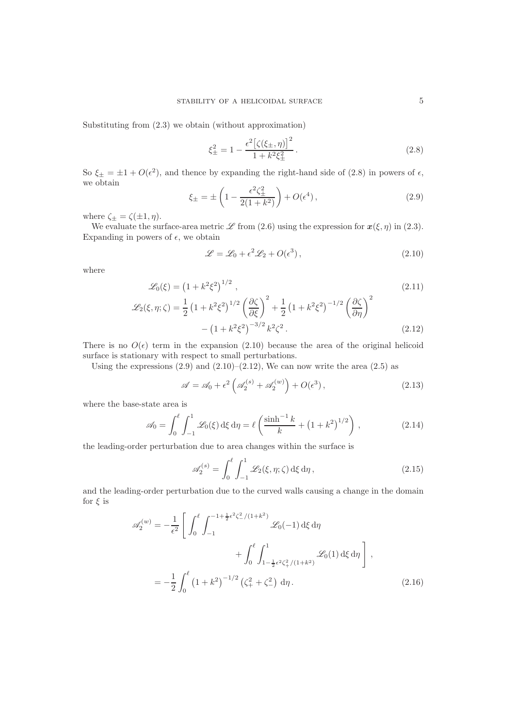Substituting from (2.3) we obtain (without approximation)

$$\xi_{\pm}^2 = 1 - \frac{\epsilon^2\big[\zeta(\xi_{\pm},\eta)\big]^2}{1+k^2\xi_{\pm}^2}\,. \tag{2.8}$$

So $\xi_{\pm} = \pm 1 + O(\epsilon^2)$, and thence by expanding the right-hand side of (2.8) in powers of $\epsilon$, we obtain

$$\xi_{\pm} = \pm\left(1 - \frac{\epsilon^2\zeta_{\pm}^2}{2(1+k^2)}\right) + O(\epsilon^4)\,, \tag{2.9}$$

where $\zeta_{\pm} = \zeta(\pm 1, \eta)$.

We evaluate the surface-area metric $\mathscr{L}$ from (2.6) using the expression for $\boldsymbol{x}(\xi,\eta)$ in (2.3). Expanding in powers of $\epsilon$, we obtain

$$\mathscr{L} = \mathscr{L}_0 + \epsilon^2\mathscr{L}_2 + O(\epsilon^3)\,, \tag{2.10}$$

where

$$\mathscr{L}_0(\xi) = \left(1+k^2\xi^2\right)^{1/2}\,, \tag{2.11}$$

$$\begin{aligned}\mathscr{L}_2(\xi,\eta;\zeta) = \frac{1}{2}\left(1+k^2\xi^2\right)^{1/2}\left(\frac{\partial\zeta}{\partial\xi}\right)^2 + \frac{1}{2}\left(1+k^2\xi^2\right)^{-1/2}\left(\frac{\partial\zeta}{\partial\eta}\right)^2 \\ - \left(1+k^2\xi^2\right)^{-3/2}k^2\zeta^2\,.\end{aligned} \tag{2.12}$$

There is no $O(\epsilon)$ term in the expansion (2.10) because the area of the original helicoid surface is stationary with respect to small perturbations.

Using the expressions (2.9) and (2.10)–(2.12), We can now write the area (2.5) as

$$\mathscr{A} = \mathscr{A}_0 + \epsilon^2\left(\mathscr{A}_2^{(s)} + \mathscr{A}_2^{(w)}\right) + O(\epsilon^3)\,, \tag{2.13}$$

where the base-state area is

$$\mathscr{A}_0 = \int_0^\ell\int_{-1}^1 \mathscr{L}_0(\xi)\,\mathrm{d}\xi\,\mathrm{d}\eta = \ell\left(\frac{\sinh^{-1}k}{k} + \left(1+k^2\right)^{1/2}\right)\,, \tag{2.14}$$

the leading-order perturbation due to area changes within the surface is

$$\mathscr{A}_2^{(s)} = \int_0^\ell\int_{-1}^1 \mathscr{L}_2(\xi,\eta;\zeta)\,\mathrm{d}\xi\,\mathrm{d}\eta\,, \tag{2.15}$$

and the leading-order perturbation due to the curved walls causing a change in the domain for $\xi$ is

$$\begin{aligned}\mathscr{A}_2^{(w)} &= -\frac{1}{\epsilon^2}\Bigg[\int_0^\ell\int_{-1}^{-1+\frac{1}{2}\epsilon^2\zeta_-^2/(1+k^2)} \mathscr{L}_0(-1)\,\mathrm{d}\xi\,\mathrm{d}\eta \\ &\qquad\qquad + \int_0^\ell\int_{1-\frac{1}{2}\epsilon^2\zeta_+^2/(1+k^2)}^{1} \mathscr{L}_0(1)\,\mathrm{d}\xi\,\mathrm{d}\eta\Bigg]\,, \\ &= -\frac{1}{2}\int_0^\ell \left(1+k^2\right)^{-1/2}\left(\zeta_+^2+\zeta_-^2\right)\,\mathrm{d}\eta\,.\end{aligned} \tag{2.16}$$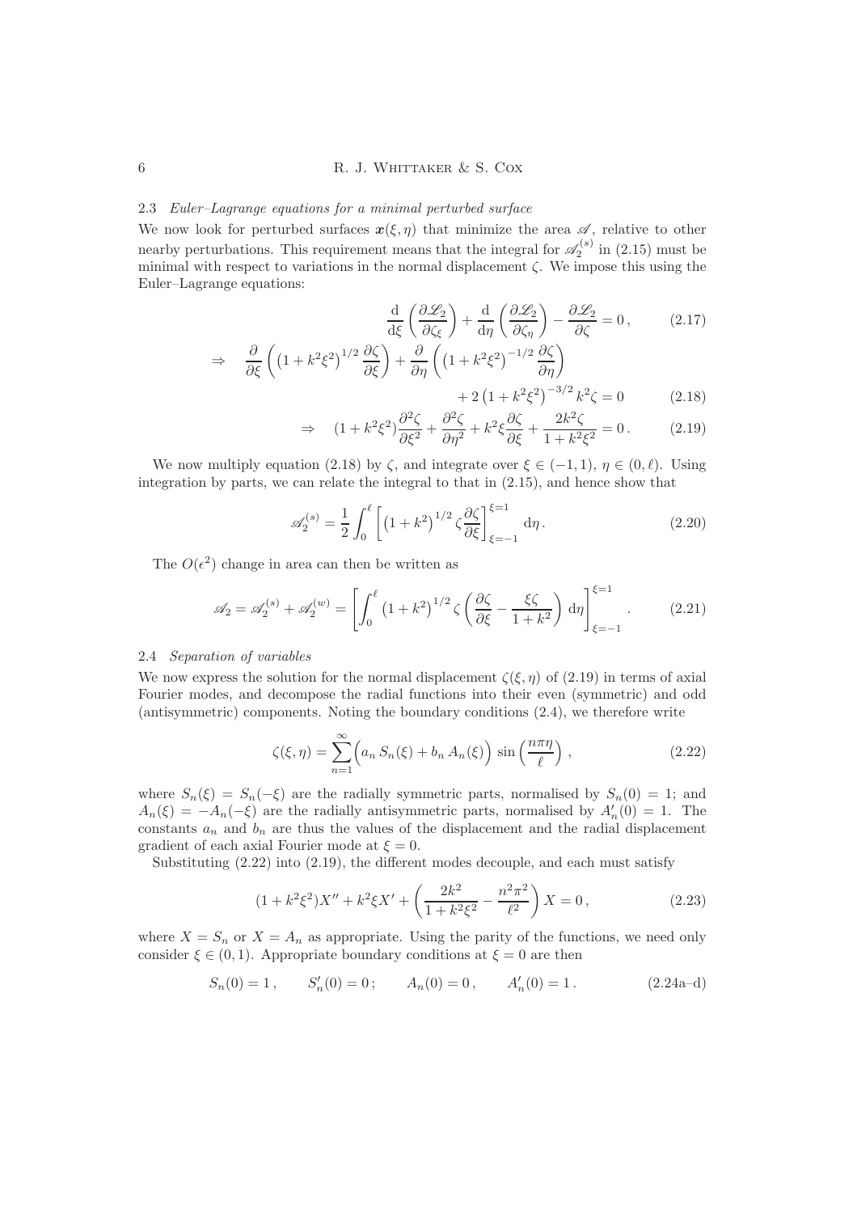### 2.3 *Euler–Lagrange equations for a minimal perturbed surface*

We now look for perturbed surfaces $\boldsymbol{x}(\xi, \eta)$ that minimize the area $\mathscr{A}$, relative to other nearby perturbations. This requirement means that the integral for $\mathscr{A}_2^{(s)}$ in (2.15) must be minimal with respect to variations in the normal displacement $\zeta$. We impose this using the Euler–Lagrange equations:

$$\frac{\mathrm{d}}{\mathrm{d}\xi}\left(\frac{\partial \mathscr{L}_2}{\partial \zeta_\xi}\right) + \frac{\mathrm{d}}{\mathrm{d}\eta}\left(\frac{\partial \mathscr{L}_2}{\partial \zeta_\eta}\right) - \frac{\partial \mathscr{L}_2}{\partial \zeta} = 0\,, \tag{2.17}$$

$$\Rightarrow \quad \frac{\partial}{\partial \xi}\left(\left(1+k^2\xi^2\right)^{1/2}\frac{\partial \zeta}{\partial \xi}\right) + \frac{\partial}{\partial \eta}\left(\left(1+k^2\xi^2\right)^{-1/2}\frac{\partial \zeta}{\partial \eta}\right) + 2\left(1+k^2\xi^2\right)^{-3/2}k^2\zeta = 0 \tag{2.18}$$

$$\Rightarrow \quad (1+k^2\xi^2)\frac{\partial^2 \zeta}{\partial \xi^2} + \frac{\partial^2 \zeta}{\partial \eta^2} + k^2\xi\frac{\partial \zeta}{\partial \xi} + \frac{2k^2\zeta}{1+k^2\xi^2} = 0\,. \tag{2.19}$$

We now multiply equation (2.18) by $\zeta$, and integrate over $\xi \in (-1, 1)$, $\eta \in (0, \ell)$. Using integration by parts, we can relate the integral to that in (2.15), and hence show that

$$\mathscr{A}_2^{(s)} = \frac{1}{2}\int_0^\ell \left[\left(1+k^2\right)^{1/2}\zeta\frac{\partial \zeta}{\partial \xi}\right]_{\xi=-1}^{\xi=1}\mathrm{d}\eta\,. \tag{2.20}$$

The $O(\epsilon^2)$ change in area can then be written as

$$\mathscr{A}_2 = \mathscr{A}_2^{(s)} + \mathscr{A}_2^{(w)} = \left[\int_0^\ell \left(1+k^2\right)^{1/2}\zeta\left(\frac{\partial \zeta}{\partial \xi} - \frac{\xi\zeta}{1+k^2}\right)\mathrm{d}\eta\right]_{\xi=-1}^{\xi=1}. \tag{2.21}$$

### 2.4 *Separation of variables*

We now express the solution for the normal displacement $\zeta(\xi, \eta)$ of (2.19) in terms of axial Fourier modes, and decompose the radial functions into their even (symmetric) and odd (antisymmetric) components. Noting the boundary conditions (2.4), we therefore write

$$\zeta(\xi, \eta) = \sum_{n=1}^{\infty}\Big(a_n\, S_n(\xi) + b_n\, A_n(\xi)\Big)\sin\left(\frac{n\pi\eta}{\ell}\right), \tag{2.22}$$

where $S_n(\xi) = S_n(-\xi)$ are the radially symmetric parts, normalised by $S_n(0) = 1$; and $A_n(\xi) = -A_n(-\xi)$ are the radially antisymmetric parts, normalised by $A_n'(0) = 1$. The constants $a_n$ and $b_n$ are thus the values of the displacement and the radial displacement gradient of each axial Fourier mode at $\xi = 0$.

Substituting (2.22) into (2.19), the different modes decouple, and each must satisfy

$$(1+k^2\xi^2)X'' + k^2\xi X' + \left(\frac{2k^2}{1+k^2\xi^2} - \frac{n^2\pi^2}{\ell^2}\right)X = 0\,, \tag{2.23}$$

where $X = S_n$ or $X = A_n$ as appropriate. Using the parity of the functions, we need only consider $\xi \in (0, 1)$. Appropriate boundary conditions at $\xi = 0$ are then

$$S_n(0) = 1\,, \qquad S_n'(0) = 0\,; \qquad A_n(0) = 0\,, \qquad A_n'(0) = 1\,. \tag{2.24a–d}$$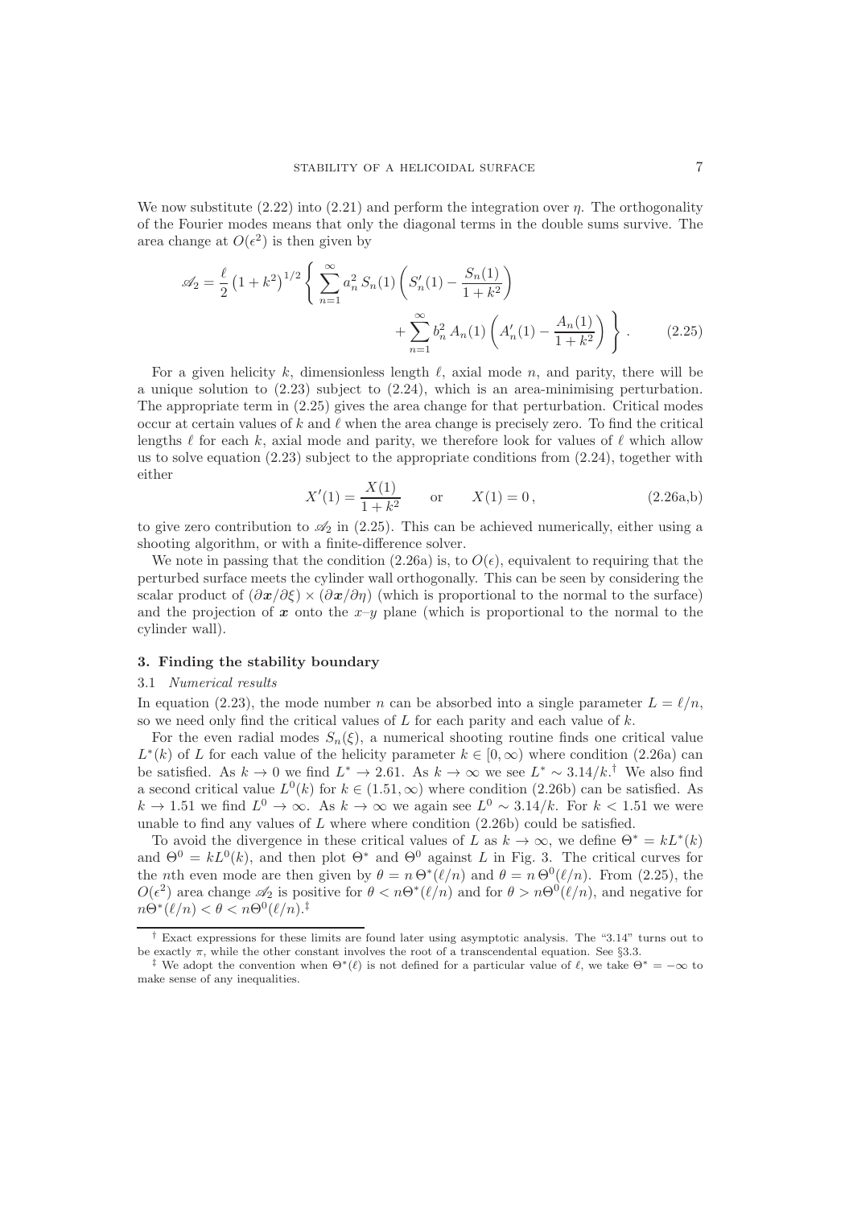We now substitute (2.22) into (2.21) and perform the integration over $\eta$. The orthogonality of the Fourier modes means that only the diagonal terms in the double sums survive. The area change at $O(\epsilon^2)$ is then given by

$$\mathscr{A}_2 = \frac{\ell}{2}\left(1+k^2\right)^{1/2}\left\{ \sum_{n=1}^{\infty} a_n^2\, S_n(1)\left(S_n'(1) - \frac{S_n(1)}{1+k^2}\right) + \sum_{n=1}^{\infty} b_n^2\, A_n(1)\left(A_n'(1) - \frac{A_n(1)}{1+k^2}\right)\right\}. \tag{2.25}$$

For a given helicity $k$, dimensionless length $\ell$, axial mode $n$, and parity, there will be a unique solution to (2.23) subject to (2.24), which is an area-minimising perturbation. The appropriate term in (2.25) gives the area change for that perturbation. Critical modes occur at certain values of $k$ and $\ell$ when the area change is precisely zero. To find the critical lengths $\ell$ for each $k$, axial mode and parity, we therefore look for values of $\ell$ which allow us to solve equation (2.23) subject to the appropriate conditions from (2.24), together with either

$$X'(1) = \frac{X(1)}{1+k^2} \qquad \text{or} \qquad X(1) = 0\,, \tag{2.26a,b}$$

to give zero contribution to $\mathscr{A}_2$ in (2.25). This can be achieved numerically, either using a shooting algorithm, or with a finite-difference solver.

We note in passing that the condition (2.26a) is, to $O(\epsilon)$, equivalent to requiring that the perturbed surface meets the cylinder wall orthogonally. This can be seen by considering the scalar product of $(\partial \boldsymbol{x}/\partial \xi) \times (\partial \boldsymbol{x}/\partial \eta)$ (which is proportional to the normal to the surface) and the projection of $\boldsymbol{x}$ onto the $x$–$y$ plane (which is proportional to the normal to the cylinder wall).

## 3. Finding the stability boundary

### 3.1 *Numerical results*

In equation (2.23), the mode number $n$ can be absorbed into a single parameter $L = \ell/n$, so we need only find the critical values of $L$ for each parity and each value of $k$.

For the even radial modes $S_n(\xi)$, a numerical shooting routine finds one critical value $L^*(k)$ of $L$ for each value of the helicity parameter $k \in [0, \infty)$ where condition (2.26a) can be satisfied. As $k \to 0$ we find $L^* \to 2.61$. As $k \to \infty$ we see $L^* \sim 3.14/k$.† We also find a second critical value $L^0(k)$ for $k \in (1.51, \infty)$ where condition (2.26b) can be satisfied. As $k \to 1.51$ we find $L^0 \to \infty$. As $k \to \infty$ we again see $L^0 \sim 3.14/k$. For $k < 1.51$ we were unable to find any values of $L$ where where condition (2.26b) could be satisfied.

To avoid the divergence in these critical values of $L$ as $k \to \infty$, we define $\Theta^* = kL^*(k)$ and $\Theta^0 = kL^0(k)$, and then plot $\Theta^*$ and $\Theta^0$ against $L$ in Fig. 3. The critical curves for the $n$th even mode are then given by $\theta = n\,\Theta^*(\ell/n)$ and $\theta = n\,\Theta^0(\ell/n)$. From (2.25), the $O(\epsilon^2)$ area change $\mathscr{A}_2$ is positive for $\theta < n\Theta^*(\ell/n)$ and for $\theta > n\Theta^0(\ell/n)$, and negative for $n\Theta^*(\ell/n) < \theta < n\Theta^0(\ell/n)$.‡

† Exact expressions for these limits are found later using asymptotic analysis. The "3.14" turns out to be exactly $\pi$, while the other constant involves the root of a transcendental equation. See §3.3.

‡ We adopt the convention when $\Theta^*(\ell)$ is not defined for a particular value of $\ell$, we take $\Theta^* = -\infty$ to make sense of any inequalities.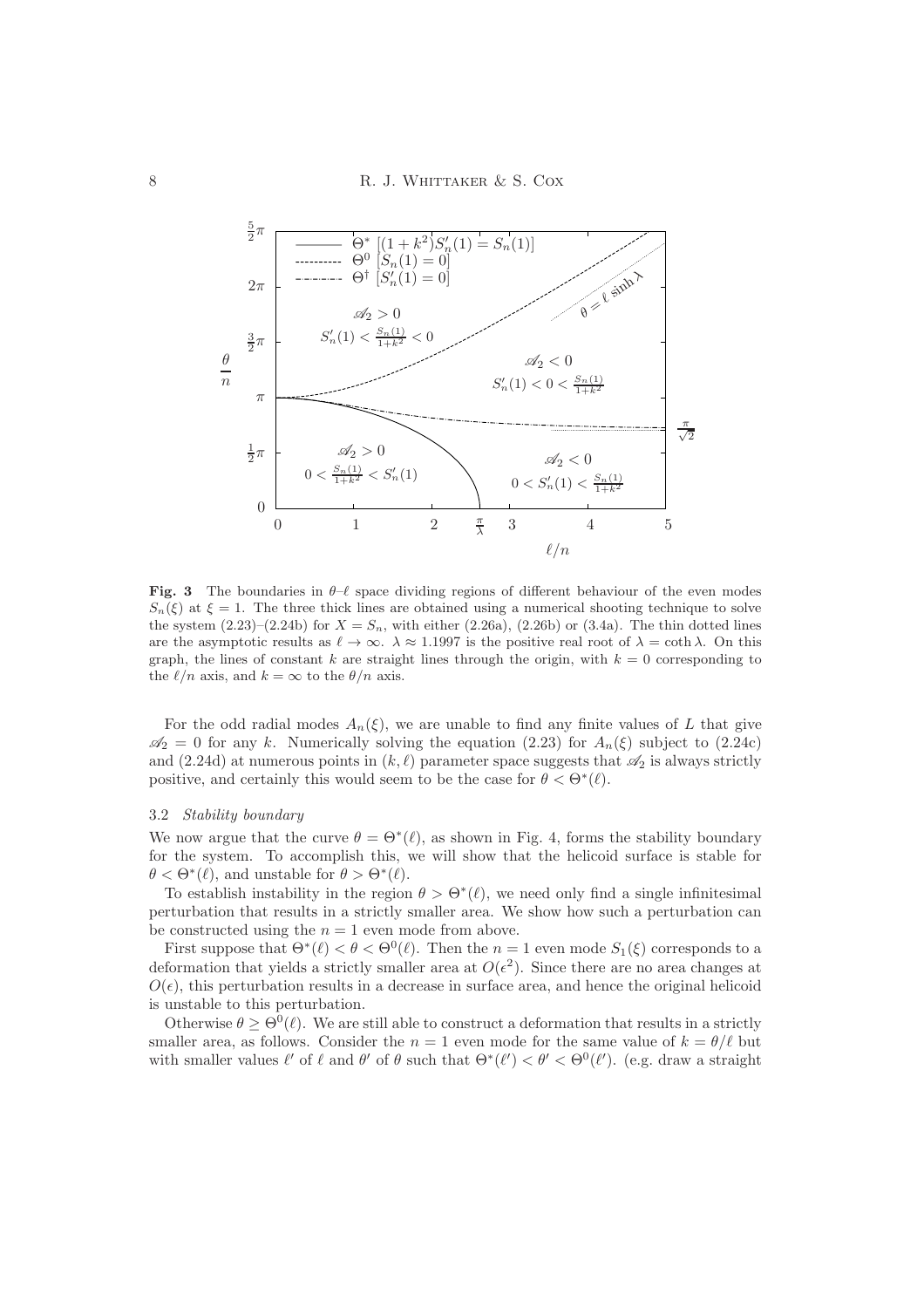**Fig. 3** The boundaries in $\theta$–$\ell$ space dividing regions of different behaviour of the even modes $S_n(\xi)$ at $\xi = 1$. The three thick lines are obtained using a numerical shooting technique to solve the system (2.23)–(2.24b) for $X = S_n$, with either (2.26a), (2.26b) or (3.4a). The thin dotted lines are the asymptotic results as $\ell \to \infty$. $\lambda \approx 1.1997$ is the positive real root of $\lambda = \coth \lambda$. On this graph, the lines of constant $k$ are straight lines through the origin, with $k = 0$ corresponding to the $\ell/n$ axis, and $k = \infty$ to the $\theta/n$ axis.

For the odd radial modes $A_n(\xi)$, we are unable to find any finite values of $L$ that give $\mathscr{A}_2 = 0$ for any $k$. Numerically solving the equation (2.23) for $A_n(\xi)$ subject to (2.24c) and (2.24d) at numerous points in $(k, \ell)$ parameter space suggests that $\mathscr{A}_2$ is always strictly positive, and certainly this would seem to be the case for $\theta < \Theta^*(\ell)$.

### 3.2 *Stability boundary*

We now argue that the curve $\theta = \Theta^*(\ell)$, as shown in Fig. 4, forms the stability boundary for the system. To accomplish this, we will show that the helicoid surface is stable for $\theta < \Theta^*(\ell)$, and unstable for $\theta > \Theta^*(\ell)$.

To establish instability in the region $\theta > \Theta^*(\ell)$, we need only find a single infinitesimal perturbation that results in a strictly smaller area. We show how such a perturbation can be constructed using the $n = 1$ even mode from above.

First suppose that $\Theta^*(\ell) < \theta < \Theta^0(\ell)$. Then the $n = 1$ even mode $S_1(\xi)$ corresponds to a deformation that yields a strictly smaller area at $O(\epsilon^2)$. Since there are no area changes at $O(\epsilon)$, this perturbation results in a decrease in surface area, and hence the original helicoid is unstable to this perturbation.

Otherwise $\theta \geq \Theta^0(\ell)$. We are still able to construct a deformation that results in a strictly smaller area, as follows. Consider the $n = 1$ even mode for the same value of $k = \theta/\ell$ but with smaller values $\ell'$ of $\ell$ and $\theta'$ of $\theta$ such that $\Theta^*(\ell') < \theta' < \Theta^0(\ell')$. (e.g. draw a straight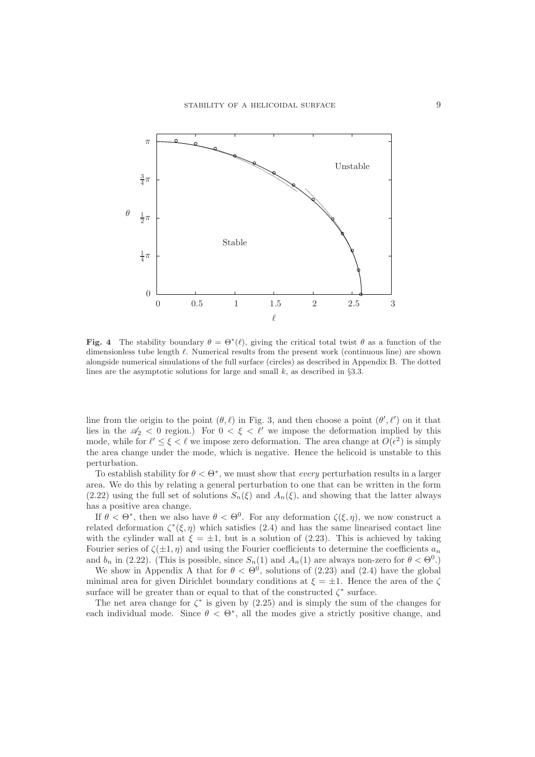**Fig. 4** The stability boundary $\theta = \Theta^*(\ell)$, giving the critical total twist $\theta$ as a function of the dimensionless tube length $\ell$. Numerical results from the present work (continuous line) are shown alongside numerical simulations of the full surface (circles) as described in Appendix B. The dotted lines are the asymptotic solutions for large and small $k$, as described in §3.3.

line from the origin to the point $(\theta, \ell)$ in Fig. 3, and then choose a point $(\theta', \ell')$ on it that lies in the $\mathscr{A}_2 < 0$ region.) For $0 < \xi < \ell'$ we impose the deformation implied by this mode, while for $\ell' \leq \xi < \ell$ we impose zero deformation. The area change at $O(\epsilon^2)$ is simply the area change under the mode, which is negative. Hence the helicoid is unstable to this perturbation.

To establish stability for $\theta < \Theta^*$, we must show that *every* perturbation results in a larger area. We do this by relating a general perturbation to one that can be written in the form (2.22) using the full set of solutions $S_n(\xi)$ and $A_n(\xi)$, and showing that the latter always has a positive area change.

If $\theta < \Theta^*$, then we also have $\theta < \Theta^0$. For any deformation $\zeta(\xi, \eta)$, we now construct a related deformation $\zeta^*(\xi, \eta)$ which satisfies (2.4) and has the same linearised contact line with the cylinder wall at $\xi = \pm 1$, but is a solution of (2.23). This is achieved by taking Fourier series of $\zeta(\pm 1, \eta)$ and using the Fourier coefficients to determine the coefficients $a_n$ and $b_n$ in (2.22). (This is possible, since $S_n(1)$ and $A_n(1)$ are always non-zero for $\theta < \Theta^0$.)

We show in Appendix A that for $\theta < \Theta^0$, solutions of (2.23) and (2.4) have the global minimal area for given Dirichlet boundary conditions at $\xi = \pm 1$. Hence the area of the $\zeta$ surface will be greater than or equal to that of the constructed $\zeta^*$ surface.

The net area change for $\zeta^*$ is given by (2.25) and is simply the sum of the changes for each individual mode. Since $\theta < \Theta^*$, all the modes give a strictly positive change, and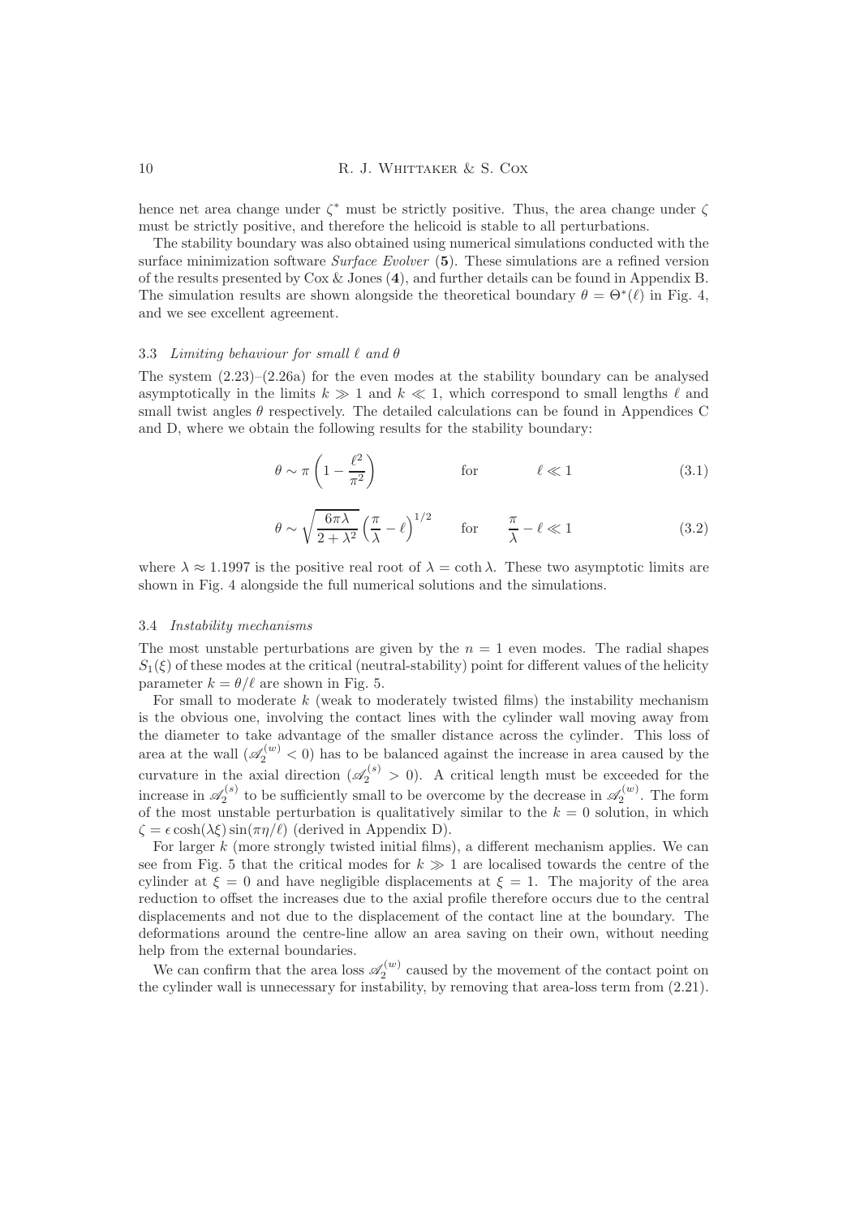hence net area change under $\zeta^*$ must be strictly positive. Thus, the area change under $\zeta$ must be strictly positive, and therefore the helicoid is stable to all perturbations.

The stability boundary was also obtained using numerical simulations conducted with the surface minimization software *Surface Evolver* (**5**). These simulations are a refined version of the results presented by Cox & Jones (**4**), and further details can be found in Appendix B. The simulation results are shown alongside the theoretical boundary $\theta = \Theta^*(\ell)$ in Fig. 4, and we see excellent agreement.

### 3.3 *Limiting behaviour for small $\ell$ and $\theta$*

The system (2.23)–(2.26a) for the even modes at the stability boundary can be analysed asymptotically in the limits $k \gg 1$ and $k \ll 1$, which correspond to small lengths $\ell$ and small twist angles $\theta$ respectively. The detailed calculations can be found in Appendices C and D, where we obtain the following results for the stability boundary:

$$\theta \sim \pi \left(1 - \frac{\ell^2}{\pi^2}\right) \qquad \text{for} \qquad \ell \ll 1 \tag{3.1}$$

$$\theta \sim \sqrt{\frac{6\pi\lambda}{2+\lambda^2}} \left(\frac{\pi}{\lambda} - \ell\right)^{1/2} \qquad \text{for} \qquad \frac{\pi}{\lambda} - \ell \ll 1 \tag{3.2}$$

where $\lambda \approx 1.1997$ is the positive real root of $\lambda = \coth \lambda$. These two asymptotic limits are shown in Fig. 4 alongside the full numerical solutions and the simulations.

### 3.4 *Instability mechanisms*

The most unstable perturbations are given by the $n = 1$ even modes. The radial shapes $S_1(\xi)$ of these modes at the critical (neutral-stability) point for different values of the helicity parameter $k = \theta/\ell$ are shown in Fig. 5.

For small to moderate $k$ (weak to moderately twisted films) the instability mechanism is the obvious one, involving the contact lines with the cylinder wall moving away from the diameter to take advantage of the smaller distance across the cylinder. This loss of area at the wall ($\mathscr{A}_2^{(w)} < 0$) has to be balanced against the increase in area caused by the curvature in the axial direction ($\mathscr{A}_2^{(s)} > 0$). A critical length must be exceeded for the increase in $\mathscr{A}_2^{(s)}$ to be sufficiently small to be overcome by the decrease in $\mathscr{A}_2^{(w)}$. The form of the most unstable perturbation is qualitatively similar to the $k = 0$ solution, in which $\zeta = \epsilon \cosh(\lambda\xi) \sin(\pi\eta/\ell)$ (derived in Appendix D).

For larger $k$ (more strongly twisted initial films), a different mechanism applies. We can see from Fig. 5 that the critical modes for $k \gg 1$ are localised towards the centre of the cylinder at $\xi = 0$ and have negligible displacements at $\xi = 1$. The majority of the area reduction to offset the increases due to the axial profile therefore occurs due to the central displacements and not due to the displacement of the contact line at the boundary. The deformations around the centre-line allow an area saving on their own, without needing help from the external boundaries.

We can confirm that the area loss $\mathscr{A}_2^{(w)}$ caused by the movement of the contact point on the cylinder wall is unnecessary for instability, by removing that area-loss term from (2.21).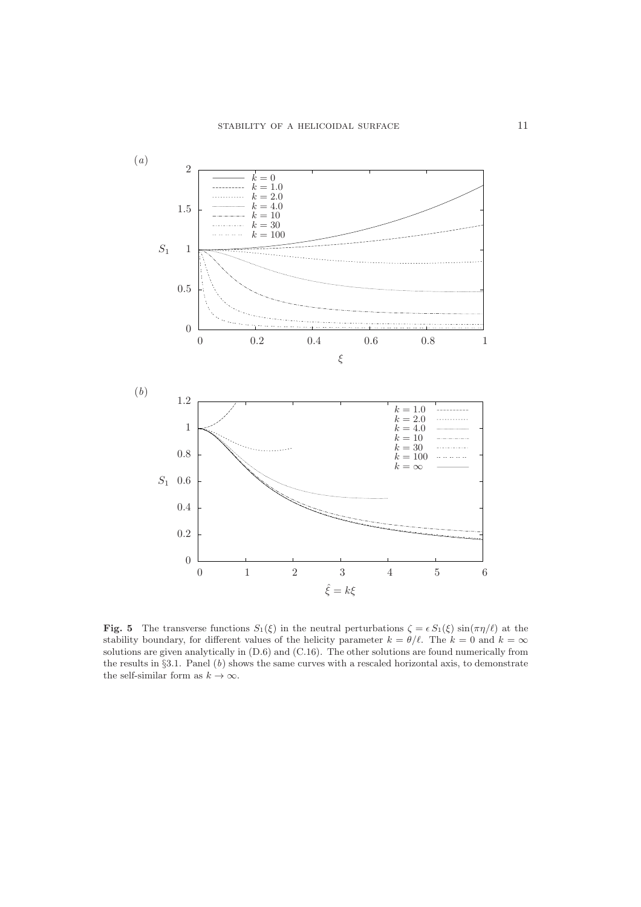**Fig. 5** The transverse functions $S_1(\xi)$ in the neutral perturbations $\zeta = \epsilon\, S_1(\xi)\, \sin(\pi\eta/\ell)$ at the stability boundary, for different values of the helicity parameter $k = \theta/\ell$. The $k = 0$ and $k = \infty$ solutions are given analytically in (D.6) and (C.16). The other solutions are found numerically from the results in §3.1. Panel (*b*) shows the same curves with a rescaled horizontal axis, to demonstrate the self-similar form as $k \to \infty$.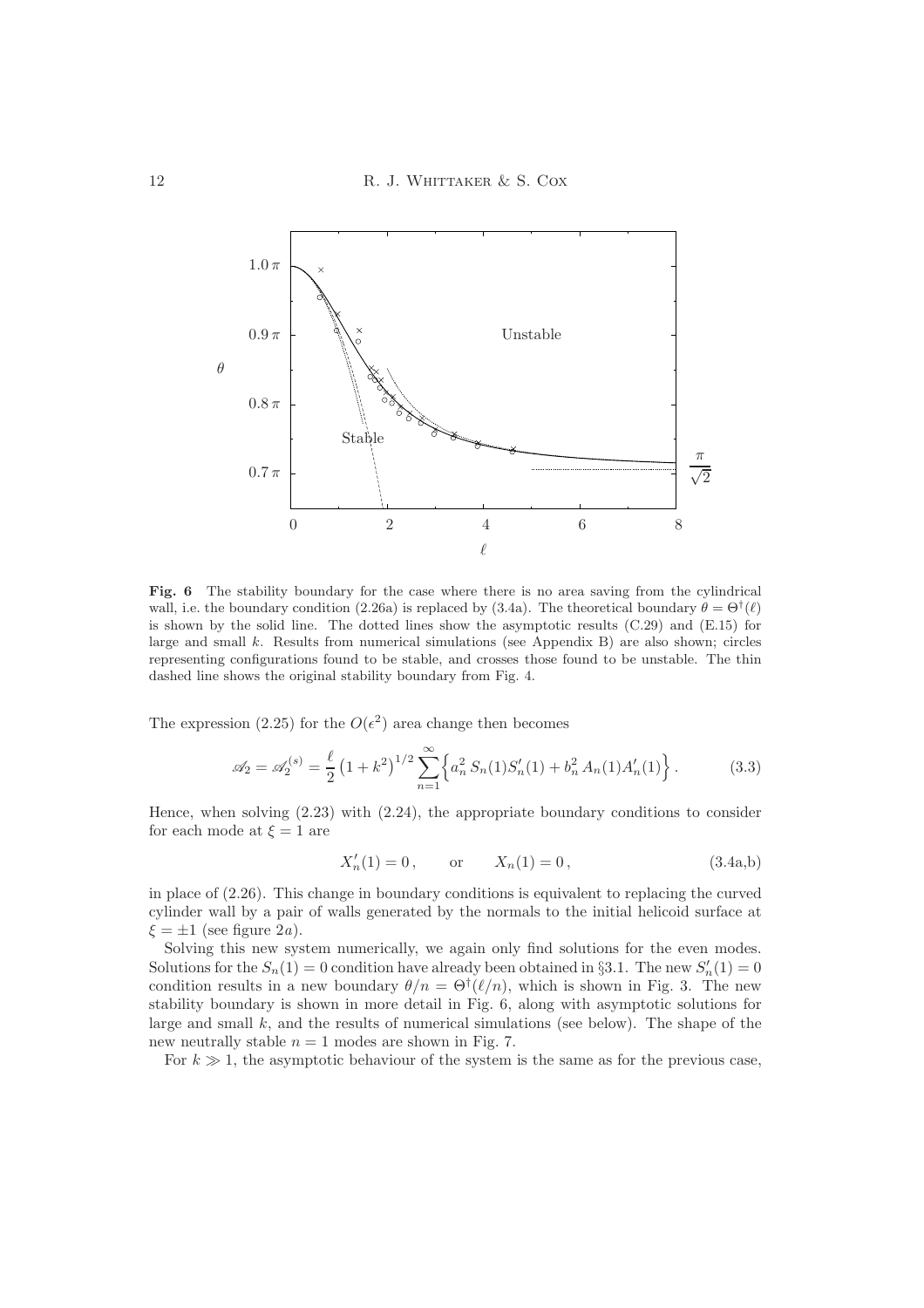**Fig. 6** The stability boundary for the case where there is no area saving from the cylindrical wall, i.e. the boundary condition (2.26a) is replaced by (3.4a). The theoretical boundary $\theta = \Theta^{\dagger}(\ell)$ is shown by the solid line. The dotted lines show the asymptotic results (C.29) and (E.15) for large and small $k$. Results from numerical simulations (see Appendix B) are also shown; circles representing configurations found to be stable, and crosses those found to be unstable. The thin dashed line shows the original stability boundary from Fig. 4.

The expression (2.25) for the $O(\epsilon^2)$ area change then becomes

$$\mathscr{A}_2 = \mathscr{A}_2^{(s)} = \frac{\ell}{2}\left(1+k^2\right)^{1/2} \sum_{n=1}^{\infty} \Big\{ a_n^2\, S_n(1) S_n'(1) + b_n^2\, A_n(1) A_n'(1) \Big\} \,. \tag{3.3}$$

Hence, when solving (2.23) with (2.24), the appropriate boundary conditions to consider for each mode at $\xi = 1$ are

$$X_n'(1) = 0\,, \qquad \text{or} \qquad X_n(1) = 0\,, \tag{3.4a,b}$$

in place of (2.26). This change in boundary conditions is equivalent to replacing the curved cylinder wall by a pair of walls generated by the normals to the initial helicoid surface at $\xi = \pm 1$ (see figure 2*a*).

Solving this new system numerically, we again only find solutions for the even modes. Solutions for the $S_n(1) = 0$ condition have already been obtained in §3.1. The new $S_n'(1) = 0$ condition results in a new boundary $\theta/n = \Theta^{\dagger}(\ell/n)$, which is shown in Fig. 3. The new stability boundary is shown in more detail in Fig. 6, along with asymptotic solutions for large and small $k$, and the results of numerical simulations (see below). The shape of the new neutrally stable $n = 1$ modes are shown in Fig. 7.

For $k \gg 1$, the asymptotic behaviour of the system is the same as for the previous case,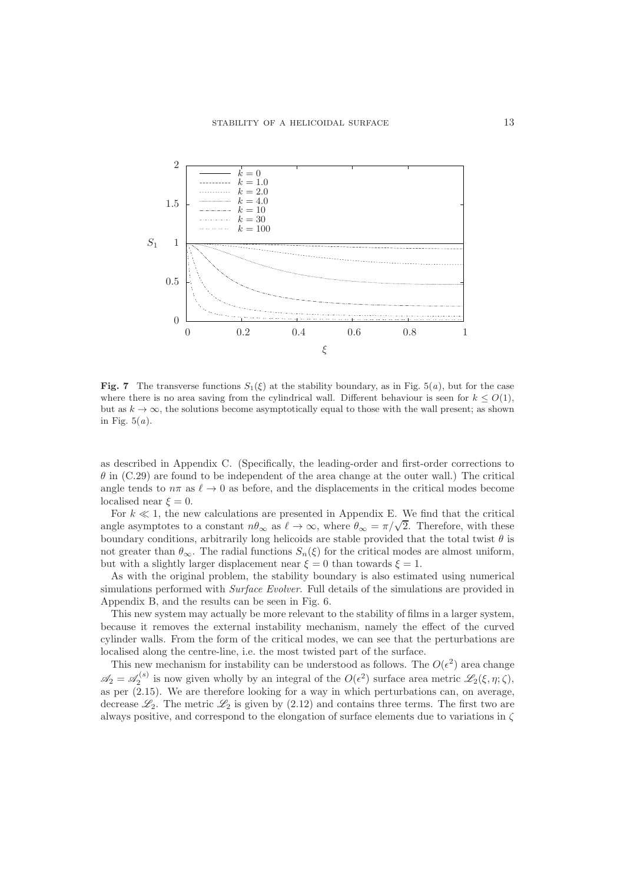**Fig. 7** The transverse functions $S_1(\xi)$ at the stability boundary, as in Fig. 5($a$), but for the case where there is no area saving from the cylindrical wall. Different behaviour is seen for $k \leq O(1)$, but as $k \to \infty$, the solutions become asymptotically equal to those with the wall present; as shown in Fig. 5($a$).

as described in Appendix C. (Specifically, the leading-order and first-order corrections to $\theta$ in (C.29) are found to be independent of the area change at the outer wall.) The critical angle tends to $n\pi$ as $\ell \to 0$ as before, and the displacements in the critical modes become localised near $\xi = 0$.

For $k \ll 1$, the new calculations are presented in Appendix E. We find that the critical angle asymptotes to a constant $n\theta_\infty$ as $\ell \to \infty$, where $\theta_\infty = \pi/\sqrt{2}$. Therefore, with these boundary conditions, arbitrarily long helicoids are stable provided that the total twist $\theta$ is not greater than $\theta_\infty$. The radial functions $S_n(\xi)$ for the critical modes are almost uniform, but with a slightly larger displacement near $\xi = 0$ than towards $\xi = 1$.

As with the original problem, the stability boundary is also estimated using numerical simulations performed with *Surface Evolver*. Full details of the simulations are provided in Appendix B, and the results can be seen in Fig. 6.

This new system may actually be more relevant to the stability of films in a larger system, because it removes the external instability mechanism, namely the effect of the curved cylinder walls. From the form of the critical modes, we can see that the perturbations are localised along the centre-line, i.e. the most twisted part of the surface.

This new mechanism for instability can be understood as follows. The $O(\epsilon^2)$ area change $\mathscr{A}_2 = \mathscr{A}_2^{(s)}$ is now given wholly by an integral of the $O(\epsilon^2)$ surface area metric $\mathscr{L}_2(\xi, \eta; \zeta)$, as per (2.15). We are therefore looking for a way in which perturbations can, on average, decrease $\mathscr{L}_2$. The metric $\mathscr{L}_2$ is given by (2.12) and contains three terms. The first two are always positive, and correspond to the elongation of surface elements due to variations in $\zeta$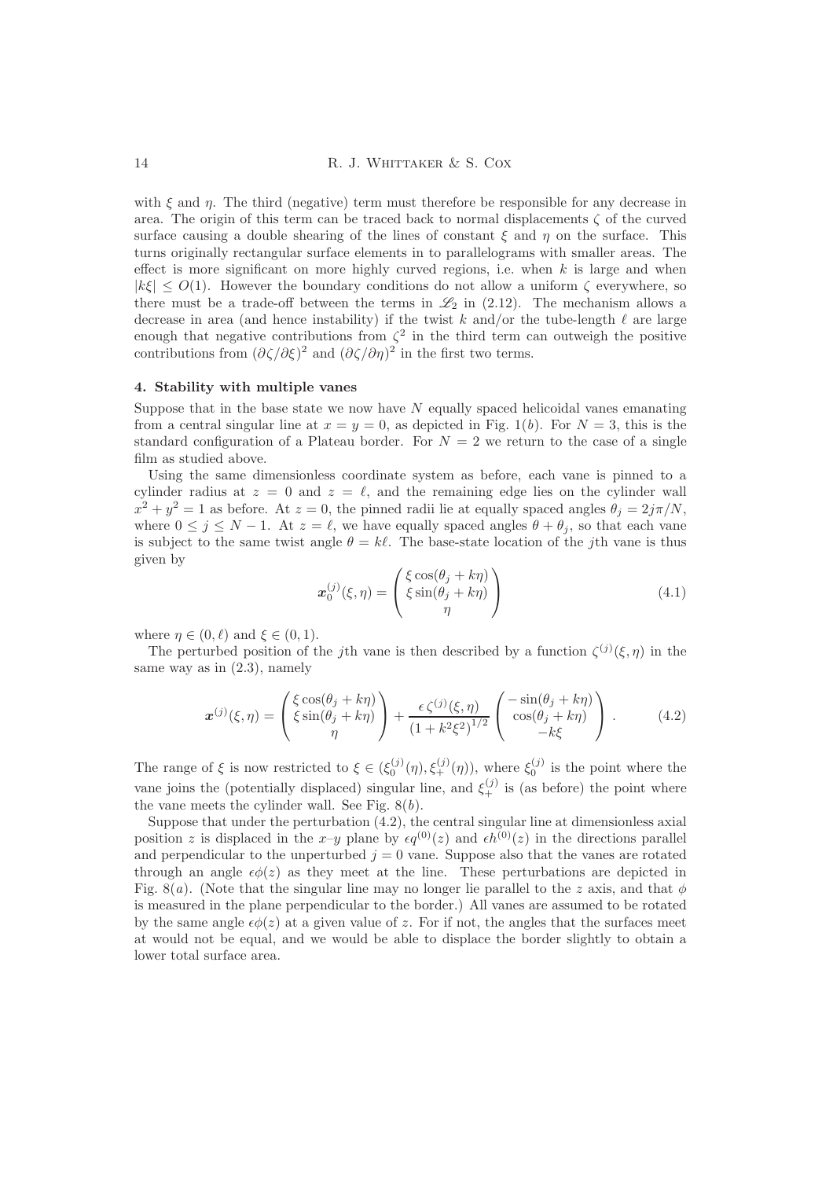with $\xi$ and $\eta$. The third (negative) term must therefore be responsible for any decrease in area. The origin of this term can be traced back to normal displacements $\zeta$ of the curved surface causing a double shearing of the lines of constant $\xi$ and $\eta$ on the surface. This turns originally rectangular surface elements in to parallelograms with smaller areas. The effect is more significant on more highly curved regions, i.e. when $k$ is large and when $|k\xi| \leq O(1)$. However the boundary conditions do not allow a uniform $\zeta$ everywhere, so there must be a trade-off between the terms in $\mathscr{L}_2$ in (2.12). The mechanism allows a decrease in area (and hence instability) if the twist $k$ and/or the tube-length $\ell$ are large enough that negative contributions from $\zeta^2$ in the third term can outweigh the positive contributions from $(\partial\zeta/\partial\xi)^2$ and $(\partial\zeta/\partial\eta)^2$ in the first two terms.

## 4. Stability with multiple vanes

Suppose that in the base state we now have $N$ equally spaced helicoidal vanes emanating from a central singular line at $x = y = 0$, as depicted in Fig. 1($b$). For $N = 3$, this is the standard configuration of a Plateau border. For $N = 2$ we return to the case of a single film as studied above.

Using the same dimensionless coordinate system as before, each vane is pinned to a cylinder radius at $z = 0$ and $z = \ell$, and the remaining edge lies on the cylinder wall $x^2 + y^2 = 1$ as before. At $z = 0$, the pinned radii lie at equally spaced angles $\theta_j = 2j\pi/N$, where $0 \leq j \leq N - 1$. At $z = \ell$, we have equally spaced angles $\theta + \theta_j$, so that each vane is subject to the same twist angle $\theta = k\ell$. The base-state location of the $j$th vane is thus given by

$$\boldsymbol{x}_0^{(j)}(\xi, \eta) = \begin{pmatrix} \xi\cos(\theta_j + k\eta) \\ \xi\sin(\theta_j + k\eta) \\ \eta \end{pmatrix} \tag{4.1}$$

where $\eta \in (0, \ell)$ and $\xi \in (0, 1)$.

The perturbed position of the $j$th vane is then described by a function $\zeta^{(j)}(\xi, \eta)$ in the same way as in (2.3), namely

$$\boldsymbol{x}^{(j)}(\xi, \eta) = \begin{pmatrix} \xi\cos(\theta_j + k\eta) \\ \xi\sin(\theta_j + k\eta) \\ \eta \end{pmatrix} + \frac{\epsilon\,\zeta^{(j)}(\xi, \eta)}{(1 + k^2\xi^2)^{1/2}} \begin{pmatrix} -\sin(\theta_j + k\eta) \\ \cos(\theta_j + k\eta) \\ -k\xi \end{pmatrix}. \tag{4.2}$$

The range of $\xi$ is now restricted to $\xi \in (\xi_0^{(j)}(\eta), \xi_+^{(j)}(\eta))$, where $\xi_0^{(j)}$ is the point where the vane joins the (potentially displaced) singular line, and $\xi_+^{(j)}$ is (as before) the point where the vane meets the cylinder wall. See Fig. 8($b$).

Suppose that under the perturbation (4.2), the central singular line at dimensionless axial position $z$ is displaced in the $x$–$y$ plane by $\epsilon q^{(0)}(z)$ and $\epsilon h^{(0)}(z)$ in the directions parallel and perpendicular to the unperturbed $j = 0$ vane. Suppose also that the vanes are rotated through an angle $\epsilon\phi(z)$ as they meet at the line. These perturbations are depicted in Fig. 8($a$). (Note that the singular line may no longer lie parallel to the $z$ axis, and that $\phi$ is measured in the plane perpendicular to the border.) All vanes are assumed to be rotated by the same angle $\epsilon\phi(z)$ at a given value of $z$. For if not, the angles that the surfaces meet at would not be equal, and we would be able to displace the border slightly to obtain a lower total surface area.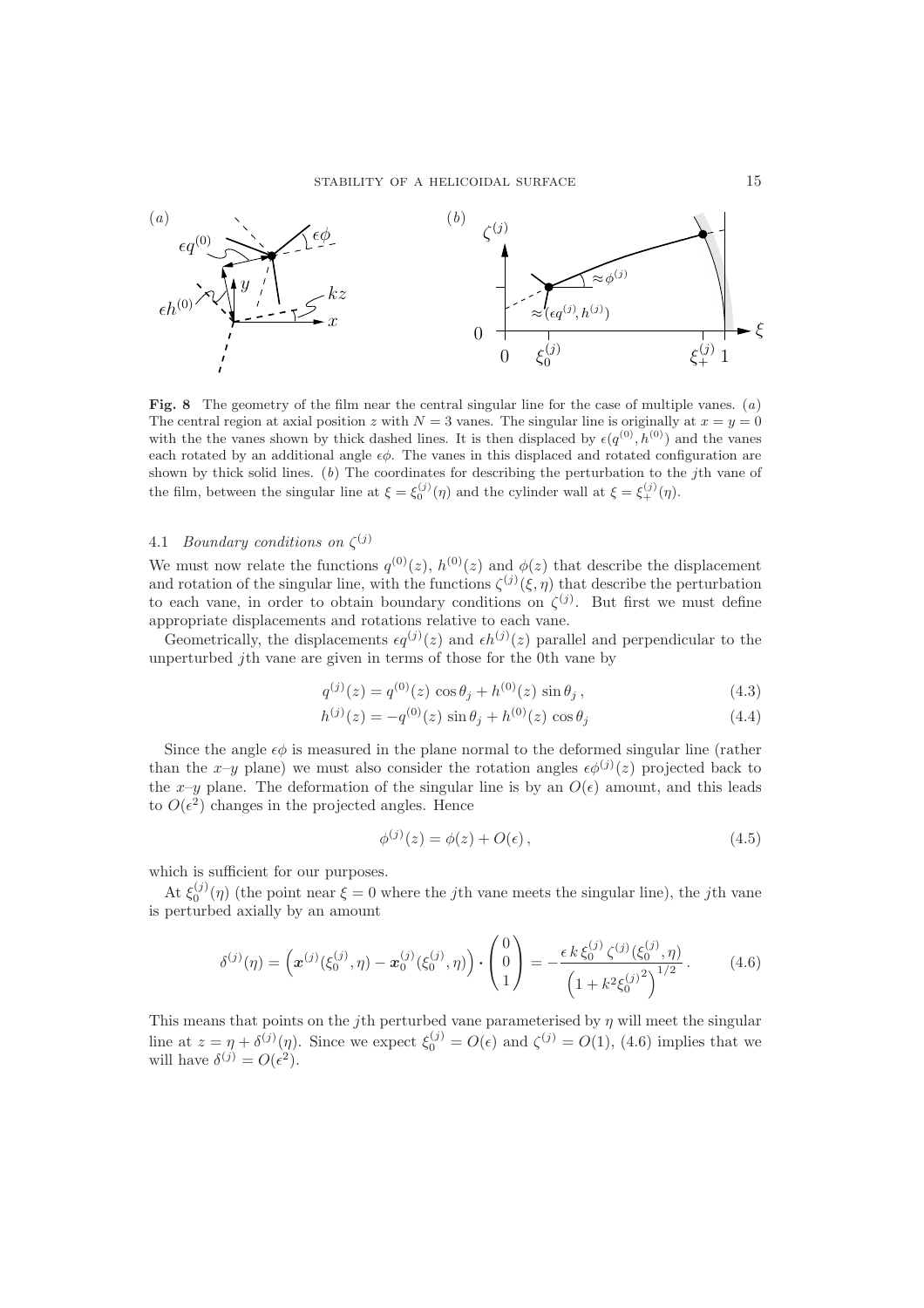**Fig. 8** The geometry of the film near the central singular line for the case of multiple vanes. ($a$) The central region at axial position $z$ with $N = 3$ vanes. The singular line is originally at $x = y = 0$ with the the vanes shown by thick dashed lines. It is then displaced by $\epsilon(q^{(0)}, h^{(0)})$ and the vanes each rotated by an additional angle $\epsilon\phi$. The vanes in this displaced and rotated configuration are shown by thick solid lines. ($b$) The coordinates for describing the perturbation to the $j$th vane of the film, between the singular line at $\xi = \xi_0^{(j)}(\eta)$ and the cylinder wall at $\xi = \xi_+^{(j)}(\eta)$.

### 4.1 *Boundary conditions on* $\zeta^{(j)}$

We must now relate the functions $q^{(0)}(z)$, $h^{(0)}(z)$ and $\phi(z)$ that describe the displacement and rotation of the singular line, with the functions $\zeta^{(j)}(\xi, \eta)$ that describe the perturbation to each vane, in order to obtain boundary conditions on $\zeta^{(j)}$. But first we must define appropriate displacements and rotations relative to each vane.

Geometrically, the displacements $\epsilon q^{(j)}(z)$ and $\epsilon h^{(j)}(z)$ parallel and perpendicular to the unperturbed $j$th vane are given in terms of those for the 0th vane by

$$q^{(j)}(z) = q^{(0)}(z)\,\cos\theta_j + h^{(0)}(z)\,\sin\theta_j\,, \tag{4.3}$$

$$h^{(j)}(z) = -q^{(0)}(z)\,\sin\theta_j + h^{(0)}(z)\,\cos\theta_j \tag{4.4}$$

Since the angle $\epsilon\phi$ is measured in the plane normal to the deformed singular line (rather than the $x$–$y$ plane) we must also consider the rotation angles $\epsilon\phi^{(j)}(z)$ projected back to the $x$–$y$ plane. The deformation of the singular line is by an $O(\epsilon)$ amount, and this leads to $O(\epsilon^2)$ changes in the projected angles. Hence

$$\phi^{(j)}(z) = \phi(z) + O(\epsilon)\,, \tag{4.5}$$

which is sufficient for our purposes.

At $\xi_0^{(j)}(\eta)$ (the point near $\xi = 0$ where the $j$th vane meets the singular line), the $j$th vane is perturbed axially by an amount

$$\delta^{(j)}(\eta) = \left(\boldsymbol{x}^{(j)}(\xi_0^{(j)}, \eta) - \boldsymbol{x}_0^{(j)}(\xi_0^{(j)}, \eta)\right)\boldsymbol{\cdot}\begin{pmatrix}0\\0\\1\end{pmatrix} = -\frac{\epsilon\, k\, \xi_0^{(j)}\, \zeta^{(j)}(\xi_0^{(j)}, \eta)}{\left(1 + k^2 {\xi_0^{(j)}}^2\right)^{1/2}}\,. \tag{4.6}$$

This means that points on the $j$th perturbed vane parameterised by $\eta$ will meet the singular line at $z = \eta + \delta^{(j)}(\eta)$. Since we expect $\xi_0^{(j)} = O(\epsilon)$ and $\zeta^{(j)} = O(1)$, (4.6) implies that we will have $\delta^{(j)} = O(\epsilon^2)$.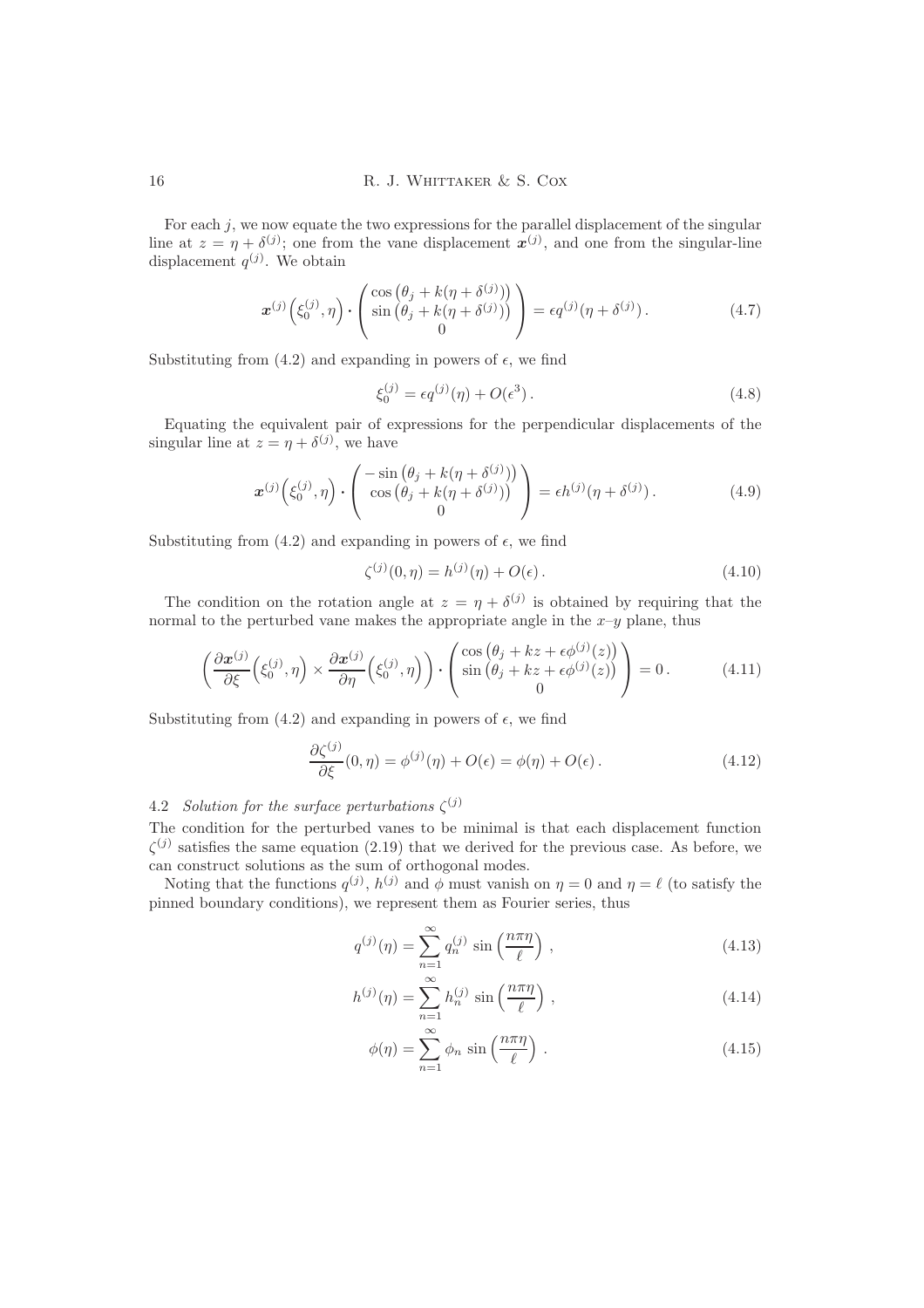For each $j$, we now equate the two expressions for the parallel displacement of the singular line at $z = \eta + \delta^{(j)}$; one from the vane displacement $\boldsymbol{x}^{(j)}$, and one from the singular-line displacement $q^{(j)}$. We obtain

$$\boldsymbol{x}^{(j)}\Big(\xi_0^{(j)}, \eta\Big) \cdot \begin{pmatrix} \cos\big(\theta_j + k(\eta + \delta^{(j)})\big) \\ \sin\big(\theta_j + k(\eta + \delta^{(j)})\big) \\ 0 \end{pmatrix} = \epsilon q^{(j)}(\eta + \delta^{(j)})\,. \tag{4.7}$$

Substituting from (4.2) and expanding in powers of $\epsilon$, we find

$$\xi_0^{(j)} = \epsilon q^{(j)}(\eta) + O(\epsilon^3)\,. \tag{4.8}$$

Equating the equivalent pair of expressions for the perpendicular displacements of the singular line at $z = \eta + \delta^{(j)}$, we have

$$\boldsymbol{x}^{(j)}\Big(\xi_0^{(j)}, \eta\Big) \cdot \begin{pmatrix} -\sin\big(\theta_j + k(\eta + \delta^{(j)})\big) \\ \cos\big(\theta_j + k(\eta + \delta^{(j)})\big) \\ 0 \end{pmatrix} = \epsilon h^{(j)}(\eta + \delta^{(j)})\,. \tag{4.9}$$

Substituting from (4.2) and expanding in powers of $\epsilon$, we find

$$\zeta^{(j)}(0, \eta) = h^{(j)}(\eta) + O(\epsilon)\,. \tag{4.10}$$

The condition on the rotation angle at $z = \eta + \delta^{(j)}$ is obtained by requiring that the normal to the perturbed vane makes the appropriate angle in the $x$–$y$ plane, thus

$$\left( \frac{\partial \boldsymbol{x}^{(j)}}{\partial \xi}\Big(\xi_0^{(j)}, \eta\Big) \times \frac{\partial \boldsymbol{x}^{(j)}}{\partial \eta}\Big(\xi_0^{(j)}, \eta\Big) \right) \cdot \begin{pmatrix} \cos\big(\theta_j + kz + \epsilon\phi^{(j)}(z)\big) \\ \sin\big(\theta_j + kz + \epsilon\phi^{(j)}(z)\big) \\ 0 \end{pmatrix} = 0\,. \tag{4.11}$$

Substituting from (4.2) and expanding in powers of $\epsilon$, we find

$$\frac{\partial \zeta^{(j)}}{\partial \xi}(0, \eta) = \phi^{(j)}(\eta) + O(\epsilon) = \phi(\eta) + O(\epsilon)\,. \tag{4.12}$$

### 4.2 *Solution for the surface perturbations* $\zeta^{(j)}$

The condition for the perturbed vanes to be minimal is that each displacement function $\zeta^{(j)}$ satisfies the same equation (2.19) that we derived for the previous case. As before, we can construct solutions as the sum of orthogonal modes.

Noting that the functions $q^{(j)}$, $h^{(j)}$ and $\phi$ must vanish on $\eta = 0$ and $\eta = \ell$ (to satisfy the pinned boundary conditions), we represent them as Fourier series, thus

$$q^{(j)}(\eta) = \sum_{n=1}^{\infty} q_n^{(j)} \sin\left(\frac{n\pi\eta}{\ell}\right)\,, \tag{4.13}$$

$$h^{(j)}(\eta) = \sum_{n=1}^{\infty} h_n^{(j)} \sin\left(\frac{n\pi\eta}{\ell}\right)\,, \tag{4.14}$$

$$\phi(\eta) = \sum_{n=1}^{\infty} \phi_n \sin\left(\frac{n\pi\eta}{\ell}\right)\,. \tag{4.15}$$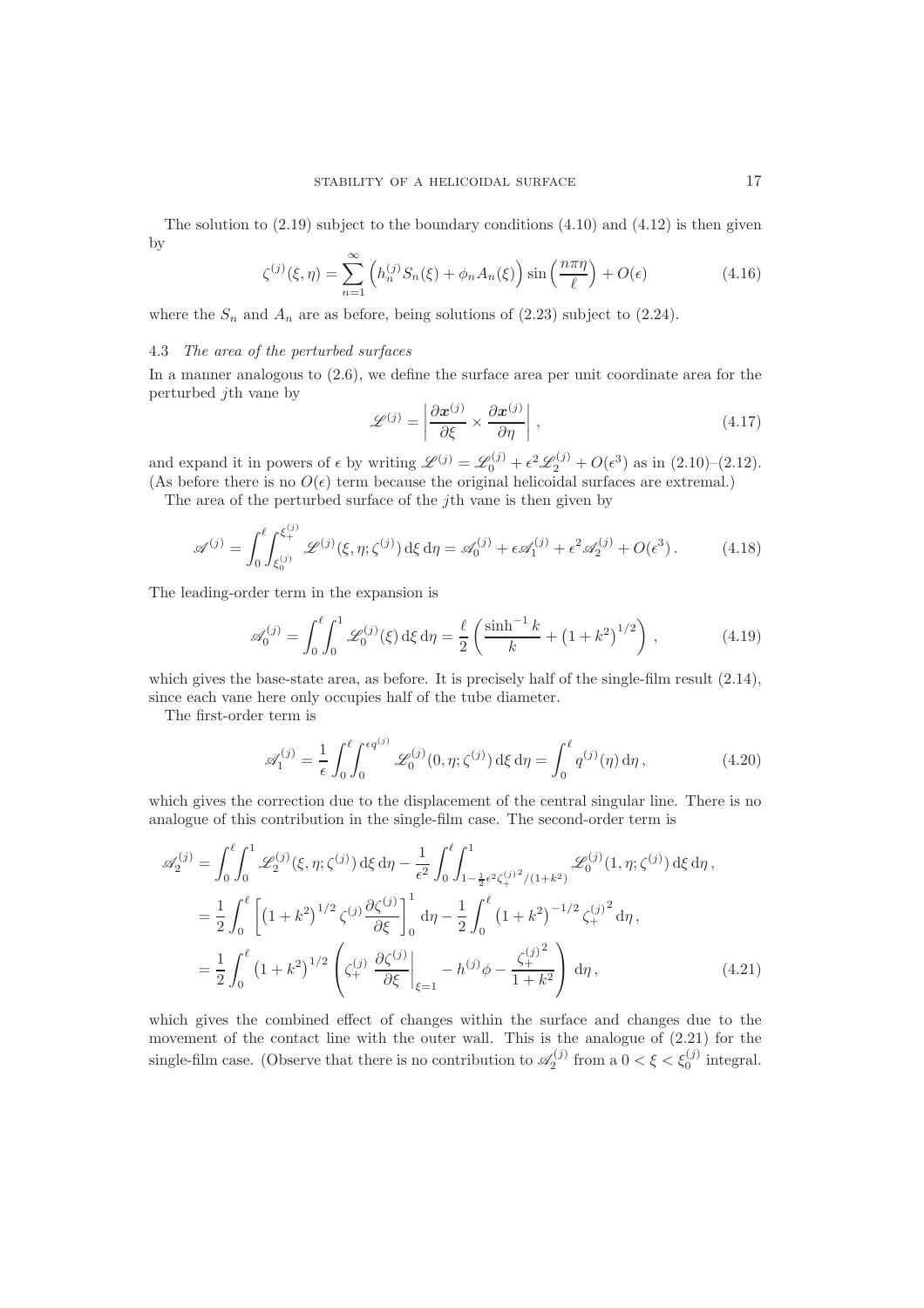The solution to (2.19) subject to the boundary conditions (4.10) and (4.12) is then given by

$$\zeta^{(j)}(\xi,\eta) = \sum_{n=1}^{\infty} \left( h_n^{(j)} S_n(\xi) + \phi_n A_n(\xi) \right) \sin\left(\frac{n\pi\eta}{\ell}\right) + O(\epsilon) \tag{4.16}$$

where the $S_n$ and $A_n$ are as before, being solutions of (2.23) subject to (2.24).

### 4.3 *The area of the perturbed surfaces*

In a manner analogous to (2.6), we define the surface area per unit coordinate area for the perturbed $j$th vane by

$$\mathscr{L}^{(j)} = \left| \frac{\partial \boldsymbol{x}^{(j)}}{\partial \xi} \times \frac{\partial \boldsymbol{x}^{(j)}}{\partial \eta} \right| , \tag{4.17}$$

and expand it in powers of $\epsilon$ by writing $\mathscr{L}^{(j)} = \mathscr{L}_0^{(j)} + \epsilon^2 \mathscr{L}_2^{(j)} + O(\epsilon^3)$ as in (2.10)–(2.12). (As before there is no $O(\epsilon)$ term because the original helicoidal surfaces are extremal.)

The area of the perturbed surface of the $j$th vane is then given by

$$\mathscr{A}^{(j)} = \int_0^{\ell} \int_{\xi_0^{(j)}}^{\xi_+^{(j)}} \mathscr{L}^{(j)}(\xi,\eta;\zeta^{(j)})\,\mathrm{d}\xi\,\mathrm{d}\eta = \mathscr{A}_0^{(j)} + \epsilon \mathscr{A}_1^{(j)} + \epsilon^2 \mathscr{A}_2^{(j)} + O(\epsilon^3)\,. \tag{4.18}$$

The leading-order term in the expansion is

$$\mathscr{A}_0^{(j)} = \int_0^{\ell} \int_0^1 \mathscr{L}_0^{(j)}(\xi)\,\mathrm{d}\xi\,\mathrm{d}\eta = \frac{\ell}{2}\left( \frac{\sinh^{-1} k}{k} + \left(1+k^2\right)^{1/2} \right) , \tag{4.19}$$

which gives the base-state area, as before. It is precisely half of the single-film result (2.14), since each vane here only occupies half of the tube diameter.

The first-order term is

$$\mathscr{A}_1^{(j)} = \frac{1}{\epsilon} \int_0^{\ell} \int_0^{\epsilon q^{(j)}} \mathscr{L}_0^{(j)}(0,\eta;\zeta^{(j)})\,\mathrm{d}\xi\,\mathrm{d}\eta = \int_0^{\ell} q^{(j)}(\eta)\,\mathrm{d}\eta\,, \tag{4.20}$$

which gives the correction due to the displacement of the central singular line. There is no analogue of this contribution in the single-film case. The second-order term is

$$\begin{aligned}
\mathscr{A}_2^{(j)} &= \int_0^{\ell} \int_0^1 \mathscr{L}_2^{(j)}(\xi,\eta;\zeta^{(j)})\,\mathrm{d}\xi\,\mathrm{d}\eta - \frac{1}{\epsilon^2} \int_0^{\ell} \int_{1-\frac{1}{2}\epsilon^2 {\zeta_+^{(j)}}^2/(1+k^2)}^{1} \mathscr{L}_0^{(j)}(1,\eta;\zeta^{(j)})\,\mathrm{d}\xi\,\mathrm{d}\eta\,, \\
&= \frac{1}{2} \int_0^{\ell} \left[ \left(1+k^2\right)^{1/2} \zeta^{(j)} \frac{\partial \zeta^{(j)}}{\partial \xi} \right]_0^1 \mathrm{d}\eta - \frac{1}{2} \int_0^{\ell} \left(1+k^2\right)^{-1/2} {\zeta_+^{(j)}}^2\,\mathrm{d}\eta\,, \\
&= \frac{1}{2} \int_0^{\ell} \left(1+k^2\right)^{1/2} \left( \zeta_+^{(j)} \left.\frac{\partial \zeta^{(j)}}{\partial \xi}\right|_{\xi=1} - h^{(j)}\phi - \frac{{\zeta_+^{(j)}}^2}{1+k^2} \right) \mathrm{d}\eta\,,
\end{aligned} \tag{4.21}$$

which gives the combined effect of changes within the surface and changes due to the movement of the contact line with the outer wall. This is the analogue of (2.21) for the single-film case. (Observe that there is no contribution to $\mathscr{A}_2^{(j)}$ from a $0 < \xi < \xi_0^{(j)}$ integral.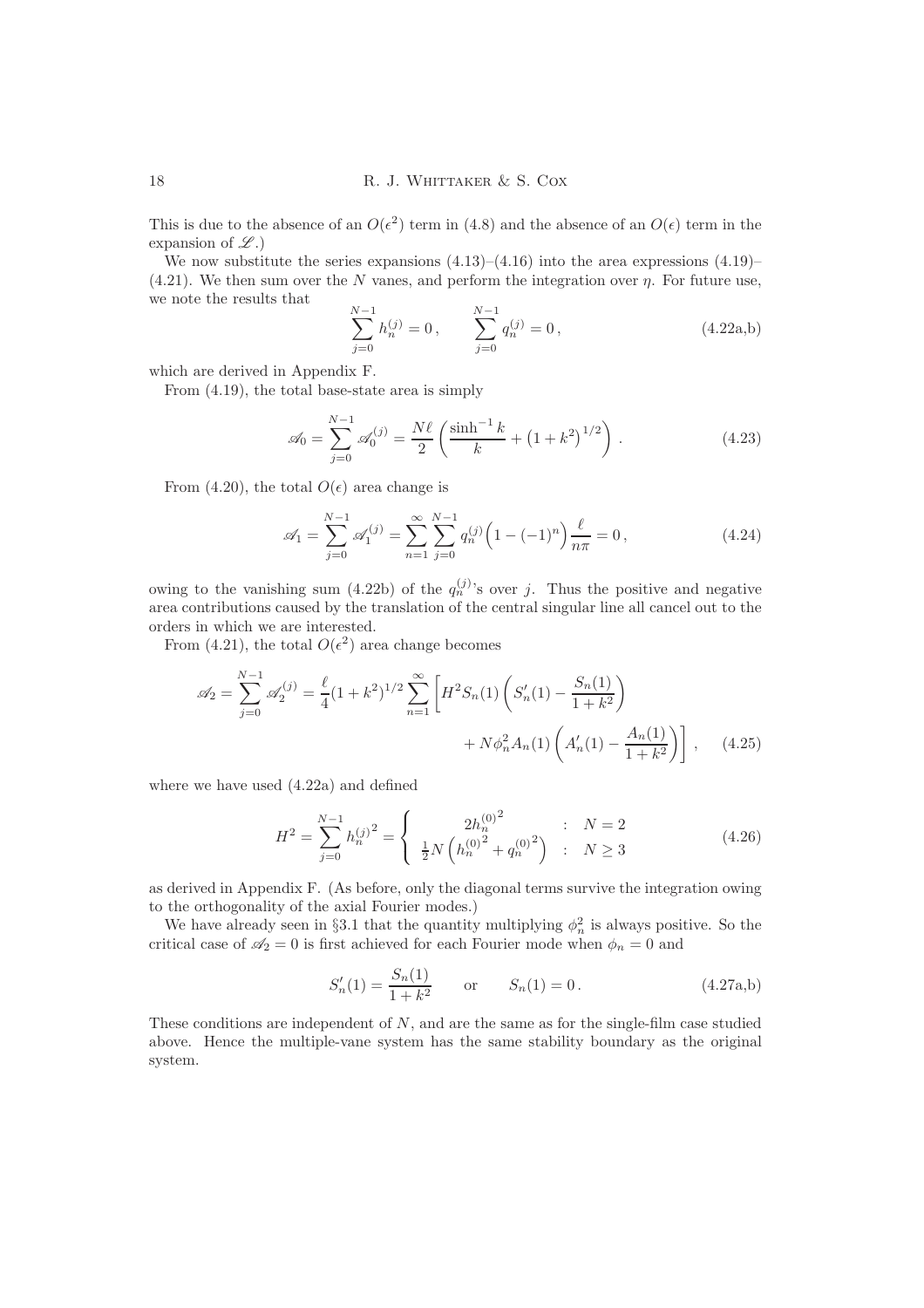This is due to the absence of an $O(\epsilon^2)$ term in (4.8) and the absence of an $O(\epsilon)$ term in the expansion of $\mathscr{L}$.)

We now substitute the series expansions (4.13)–(4.16) into the area expressions (4.19)–(4.21). We then sum over the $N$ vanes, and perform the integration over $\eta$. For future use, we note the results that

$$\sum_{j=0}^{N-1} h_n^{(j)} = 0\,, \qquad \sum_{j=0}^{N-1} q_n^{(j)} = 0\,, \tag{4.22a,b}$$

which are derived in Appendix F.

From (4.19), the total base-state area is simply

$$\mathscr{A}_0 = \sum_{j=0}^{N-1} \mathscr{A}_0^{(j)} = \frac{N\ell}{2}\left(\frac{\sinh^{-1} k}{k} + \left(1+k^2\right)^{1/2}\right). \tag{4.23}$$

From (4.20), the total $O(\epsilon)$ area change is

$$\mathscr{A}_1 = \sum_{j=0}^{N-1} \mathscr{A}_1^{(j)} = \sum_{n=1}^{\infty}\sum_{j=0}^{N-1} q_n^{(j)}\Big(1-(-1)^n\Big)\frac{\ell}{n\pi} = 0\,, \tag{4.24}$$

owing to the vanishing sum (4.22b) of the $q_n^{(j)}$'s over $j$. Thus the positive and negative area contributions caused by the translation of the central singular line all cancel out to the orders in which we are interested.

From (4.21), the total $O(\epsilon^2)$ area change becomes

$$\mathscr{A}_2 = \sum_{j=0}^{N-1} \mathscr{A}_2^{(j)} = \frac{\ell}{4}(1+k^2)^{1/2}\sum_{n=1}^{\infty}\left[H^2 S_n(1)\left(S_n'(1) - \frac{S_n(1)}{1+k^2}\right) + N\phi_n^2 A_n(1)\left(A_n'(1) - \frac{A_n(1)}{1+k^2}\right)\right], \tag{4.25}$$

where we have used (4.22a) and defined

$$H^2 = \sum_{j=0}^{N-1} {h_n^{(j)}}^2 = \begin{cases} 2{h_n^{(0)}}^2 & : \quad N=2 \\ \frac{1}{2}N\left({h_n^{(0)}}^2 + {q_n^{(0)}}^2\right) & : \quad N\geq 3 \end{cases} \tag{4.26}$$

as derived in Appendix F. (As before, only the diagonal terms survive the integration owing to the orthogonality of the axial Fourier modes.)

We have already seen in §3.1 that the quantity multiplying $\phi_n^2$ is always positive. So the critical case of $\mathscr{A}_2 = 0$ is first achieved for each Fourier mode when $\phi_n = 0$ and

$$S_n'(1) = \frac{S_n(1)}{1+k^2} \qquad \text{or} \qquad S_n(1) = 0\,. \tag{4.27a,b}$$

These conditions are independent of $N$, and are the same as for the single-film case studied above. Hence the multiple-vane system has the same stability boundary as the original system.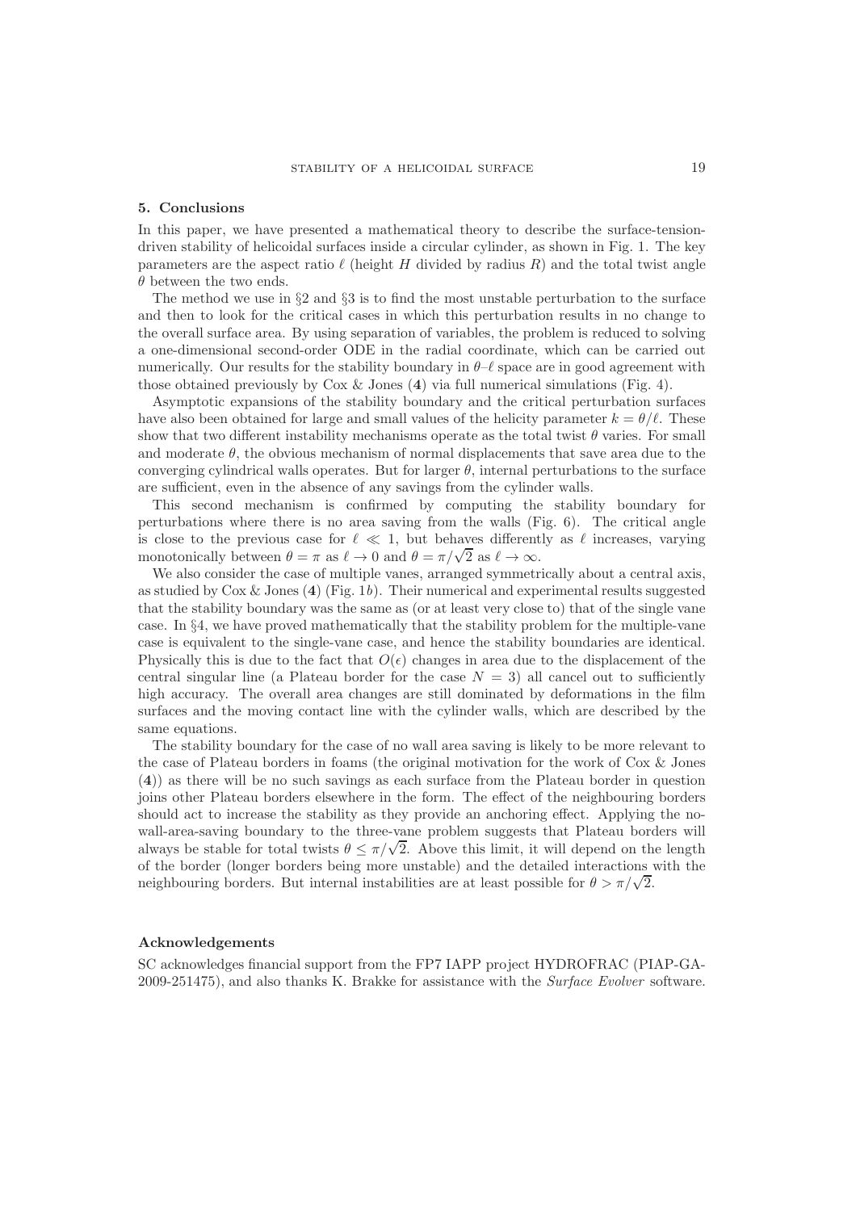## 5. Conclusions

In this paper, we have presented a mathematical theory to describe the surface-tension-driven stability of helicoidal surfaces inside a circular cylinder, as shown in Fig. 1. The key parameters are the aspect ratio $\ell$ (height $H$ divided by radius $R$) and the total twist angle $\theta$ between the two ends.

The method we use in §2 and §3 is to find the most unstable perturbation to the surface and then to look for the critical cases in which this perturbation results in no change to the overall surface area. By using separation of variables, the problem is reduced to solving a one-dimensional second-order ODE in the radial coordinate, which can be carried out numerically. Our results for the stability boundary in $\theta$–$\ell$ space are in good agreement with those obtained previously by Cox & Jones (**4**) via full numerical simulations (Fig. 4).

Asymptotic expansions of the stability boundary and the critical perturbation surfaces have also been obtained for large and small values of the helicity parameter $k = \theta/\ell$. These show that two different instability mechanisms operate as the total twist $\theta$ varies. For small and moderate $\theta$, the obvious mechanism of normal displacements that save area due to the converging cylindrical walls operates. But for larger $\theta$, internal perturbations to the surface are sufficient, even in the absence of any savings from the cylinder walls.

This second mechanism is confirmed by computing the stability boundary for perturbations where there is no area saving from the walls (Fig. 6). The critical angle is close to the previous case for $\ell \ll 1$, but behaves differently as $\ell$ increases, varying monotonically between $\theta = \pi$ as $\ell \to 0$ and $\theta = \pi/\sqrt{2}$ as $\ell \to \infty$.

We also consider the case of multiple vanes, arranged symmetrically about a central axis, as studied by Cox & Jones (**4**) (Fig. 1*b*). Their numerical and experimental results suggested that the stability boundary was the same as (or at least very close to) that of the single vane case. In §4, we have proved mathematically that the stability problem for the multiple-vane case is equivalent to the single-vane case, and hence the stability boundaries are identical. Physically this is due to the fact that $O(\epsilon)$ changes in area due to the displacement of the central singular line (a Plateau border for the case $N = 3$) all cancel out to sufficiently high accuracy. The overall area changes are still dominated by deformations in the film surfaces and the moving contact line with the cylinder walls, which are described by the same equations.

The stability boundary for the case of no wall area saving is likely to be more relevant to the case of Plateau borders in foams (the original motivation for the work of Cox & Jones (**4**)) as there will be no such savings as each surface from the Plateau border in question joins other Plateau borders elsewhere in the form. The effect of the neighbouring borders should act to increase the stability as they provide an anchoring effect. Applying the no-wall-area-saving boundary to the three-vane problem suggests that Plateau borders will always be stable for total twists $\theta \leq \pi/\sqrt{2}$. Above this limit, it will depend on the length of the border (longer borders being more unstable) and the detailed interactions with the neighbouring borders. But internal instabilities are at least possible for $\theta > \pi/\sqrt{2}$.

## Acknowledgements

SC acknowledges financial support from the FP7 IAPP project HYDROFRAC (PIAP-GA-2009-251475), and also thanks K. Brakke for assistance with the *Surface Evolver* software.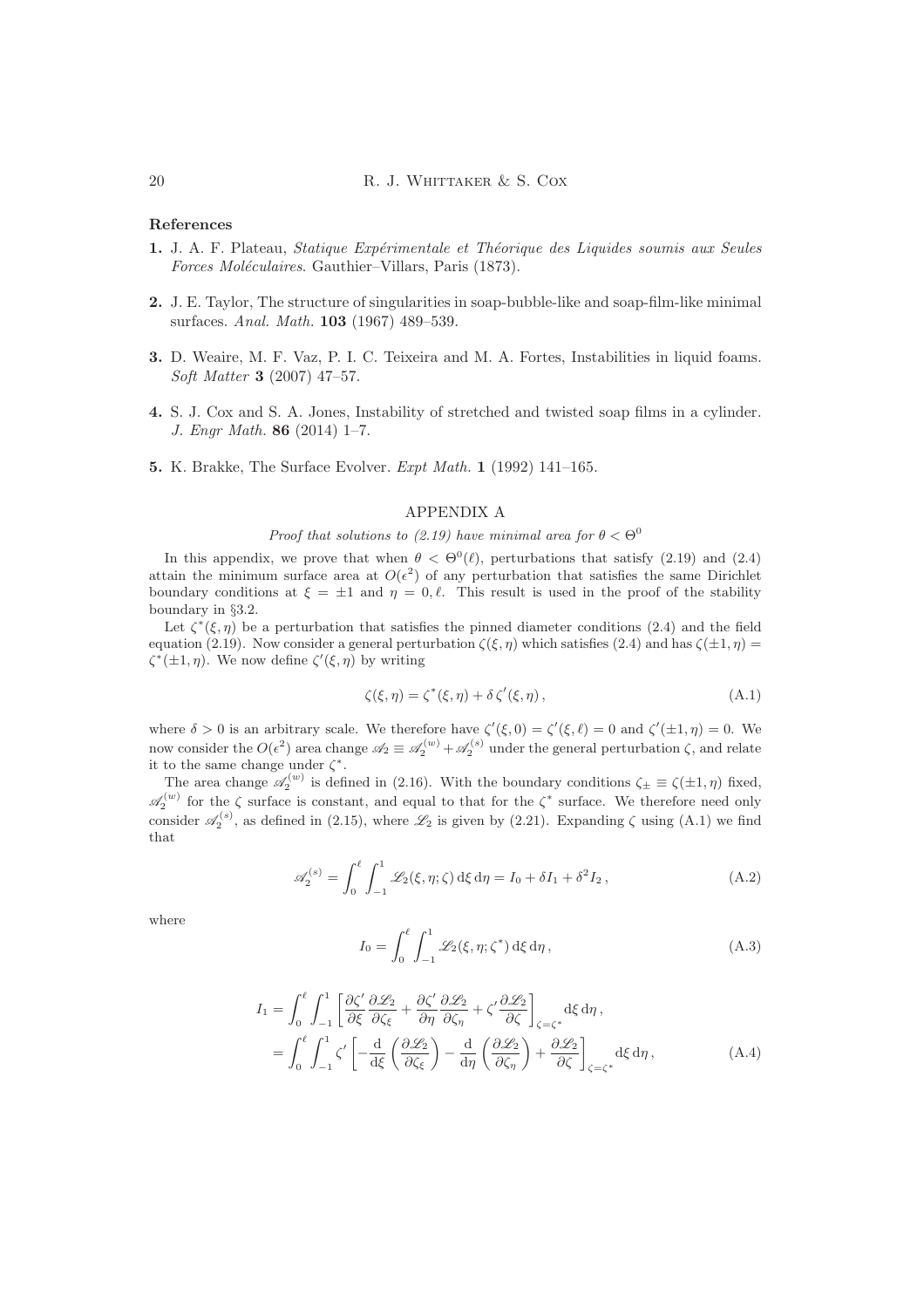## References

**1.** J. A. F. Plateau, *Statique Expérimentale et Théorique des Liquides soumis aux Seules Forces Moléculaires*. Gauthier–Villars, Paris (1873).

**2.** J. E. Taylor, The structure of singularities in soap-bubble-like and soap-film-like minimal surfaces. *Anal. Math.* **103** (1967) 489–539.

**3.** D. Weaire, M. F. Vaz, P. I. C. Teixeira and M. A. Fortes, Instabilities in liquid foams. *Soft Matter* **3** (2007) 47–57.

**4.** S. J. Cox and S. A. Jones, Instability of stretched and twisted soap films in a cylinder. *J. Engr Math.* **86** (2014) 1–7.

**5.** K. Brakke, The Surface Evolver. *Expt Math.* **1** (1992) 141–165.

## APPENDIX A

*Proof that solutions to (2.19) have minimal area for $\theta < \Theta^0$*

In this appendix, we prove that when $\theta < \Theta^0(\ell)$, perturbations that satisfy (2.19) and (2.4) attain the minimum surface area at $O(\epsilon^2)$ of any perturbation that satisfies the same Dirichlet boundary conditions at $\xi = \pm 1$ and $\eta = 0, \ell$. This result is used in the proof of the stability boundary in §3.2.

Let $\zeta^*(\xi, \eta)$ be a perturbation that satisfies the pinned diameter conditions (2.4) and the field equation (2.19). Now consider a general perturbation $\zeta(\xi, \eta)$ which satisfies (2.4) and has $\zeta(\pm 1, \eta) = \zeta^*(\pm 1, \eta)$. We now define $\zeta'(\xi, \eta)$ by writing

$$\zeta(\xi, \eta) = \zeta^*(\xi, \eta) + \delta\, \zeta'(\xi, \eta)\,, \tag{A.1}$$

where $\delta > 0$ is an arbitrary scale. We therefore have $\zeta'(\xi, 0) = \zeta'(\xi, \ell) = 0$ and $\zeta'(\pm 1, \eta) = 0$. We now consider the $O(\epsilon^2)$ area change $\mathscr{A}_2 \equiv \mathscr{A}_2^{(w)} + \mathscr{A}_2^{(s)}$ under the general perturbation $\zeta$, and relate it to the same change under $\zeta^*$.

The area change $\mathscr{A}_2^{(w)}$ is defined in (2.16). With the boundary conditions $\zeta_\pm \equiv \zeta(\pm 1, \eta)$ fixed, $\mathscr{A}_2^{(w)}$ for the $\zeta$ surface is constant, and equal to that for the $\zeta^*$ surface. We therefore need only consider $\mathscr{A}_2^{(s)}$, as defined in (2.15), where $\mathscr{L}_2$ is given by (2.21). Expanding $\zeta$ using (A.1) we find that

$$\mathscr{A}_2^{(s)} = \int_0^\ell \int_{-1}^1 \mathscr{L}_2(\xi, \eta; \zeta)\, \mathrm{d}\xi\, \mathrm{d}\eta = I_0 + \delta I_1 + \delta^2 I_2\,, \tag{A.2}$$

where

$$I_0 = \int_0^\ell \int_{-1}^1 \mathscr{L}_2(\xi, \eta; \zeta^*)\, \mathrm{d}\xi\, \mathrm{d}\eta\,, \tag{A.3}$$

$$\begin{aligned} I_1 &= \int_0^\ell \int_{-1}^1 \left[ \frac{\partial \zeta'}{\partial \xi} \frac{\partial \mathscr{L}_2}{\partial \zeta_\xi} + \frac{\partial \zeta'}{\partial \eta} \frac{\partial \mathscr{L}_2}{\partial \zeta_\eta} + \zeta' \frac{\partial \mathscr{L}_2}{\partial \zeta} \right]_{\zeta = \zeta^*} \mathrm{d}\xi\, \mathrm{d}\eta\,, \\ &= \int_0^\ell \int_{-1}^1 \zeta' \left[ -\frac{\mathrm{d}}{\mathrm{d}\xi} \left( \frac{\partial \mathscr{L}_2}{\partial \zeta_\xi} \right) - \frac{\mathrm{d}}{\mathrm{d}\eta} \left( \frac{\partial \mathscr{L}_2}{\partial \zeta_\eta} \right) + \frac{\partial \mathscr{L}_2}{\partial \zeta} \right]_{\zeta = \zeta^*} \mathrm{d}\xi\, \mathrm{d}\eta\,, \end{aligned} \tag{A.4}$$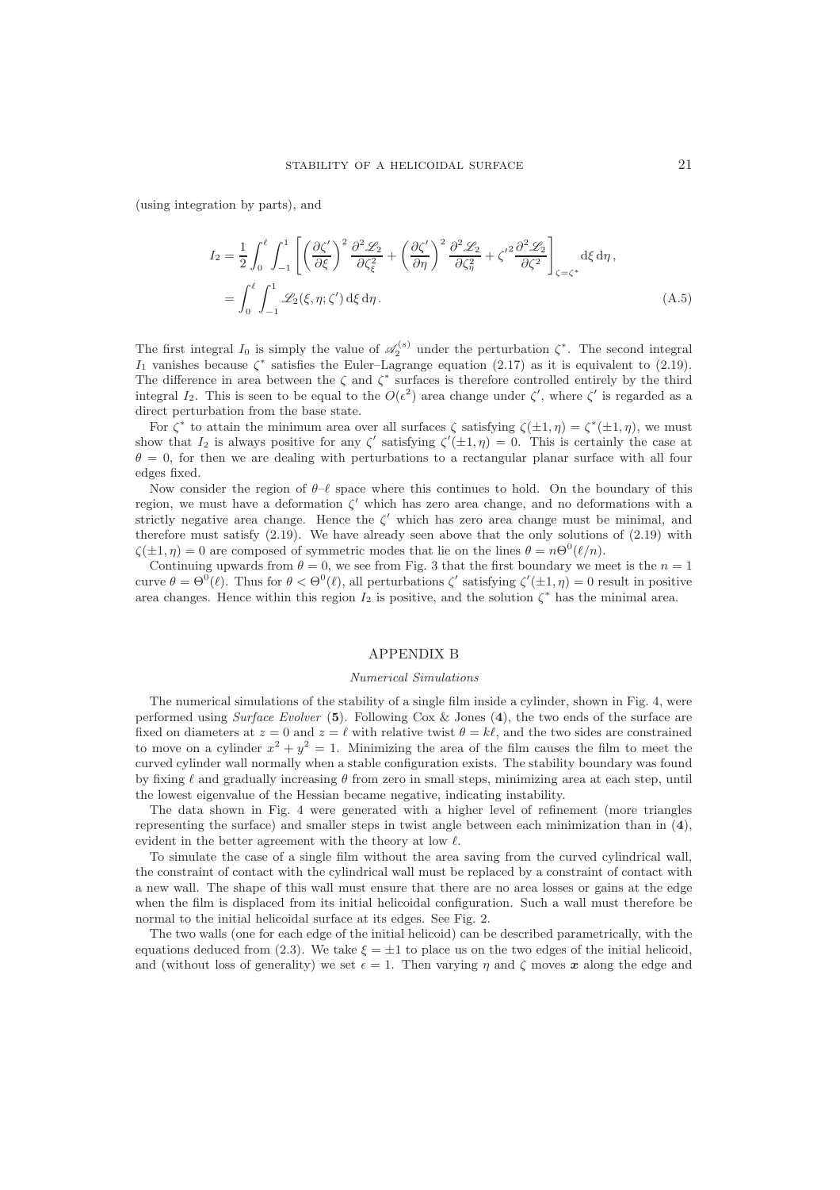(using integration by parts), and

$$
\begin{aligned}
I_2 &= \frac{1}{2}\int_0^\ell \int_{-1}^1 \left[ \left(\frac{\partial \zeta'}{\partial \xi}\right)^2 \frac{\partial^2 \mathscr{L}_2}{\partial \zeta_\xi^2} + \left(\frac{\partial \zeta'}{\partial \eta}\right)^2 \frac{\partial^2 \mathscr{L}_2}{\partial \zeta_\eta^2} + {\zeta'}^2 \frac{\partial^2 \mathscr{L}_2}{\partial \zeta^2} \right]_{\zeta=\zeta^*} \mathrm{d}\xi\,\mathrm{d}\eta\,, \\
&= \int_0^\ell \int_{-1}^1 \mathscr{L}_2(\xi,\eta;\zeta')\,\mathrm{d}\xi\,\mathrm{d}\eta\,.
\end{aligned}
\tag{A.5}
$$

The first integral $I_0$ is simply the value of $\mathscr{A}_2^{(s)}$ under the perturbation $\zeta^*$. The second integral $I_1$ vanishes because $\zeta^*$ satisfies the Euler–Lagrange equation (2.17) as it is equivalent to (2.19). The difference in area between the $\zeta$ and $\zeta^*$ surfaces is therefore controlled entirely by the third integral $I_2$. This is seen to be equal to the $O(\epsilon^2)$ area change under $\zeta'$, where $\zeta'$ is regarded as a direct perturbation from the base state.

For $\zeta^*$ to attain the minimum area over all surfaces $\zeta$ satisfying $\zeta(\pm 1,\eta) = \zeta^*(\pm 1,\eta)$, we must show that $I_2$ is always positive for any $\zeta'$ satisfying $\zeta'(\pm 1,\eta) = 0$. This is certainly the case at $\theta = 0$, for then we are dealing with perturbations to a rectangular planar surface with all four edges fixed.

Now consider the region of $\theta$–$\ell$ space where this continues to hold. On the boundary of this region, we must have a deformation $\zeta'$ which has zero area change, and no deformations with a strictly negative area change. Hence the $\zeta'$ which has zero area change must be minimal, and therefore must satisfy (2.19). We have already seen above that the only solutions of (2.19) with $\zeta(\pm 1,\eta) = 0$ are composed of symmetric modes that lie on the lines $\theta = n\Theta^0(\ell/n)$.

Continuing upwards from $\theta = 0$, we see from Fig. 3 that the first boundary we meet is the $n = 1$ curve $\theta = \Theta^0(\ell)$. Thus for $\theta < \Theta^0(\ell)$, all perturbations $\zeta'$ satisfying $\zeta'(\pm 1,\eta) = 0$ result in positive area changes. Hence within this region $I_2$ is positive, and the solution $\zeta^*$ has the minimal area.

## APPENDIX B

### *Numerical Simulations*

The numerical simulations of the stability of a single film inside a cylinder, shown in Fig. 4, were performed using *Surface Evolver* (**5**). Following Cox & Jones (**4**), the two ends of the surface are fixed on diameters at $z = 0$ and $z = \ell$ with relative twist $\theta = k\ell$, and the two sides are constrained to move on a cylinder $x^2 + y^2 = 1$. Minimizing the area of the film causes the film to meet the curved cylinder wall normally when a stable configuration exists. The stability boundary was found by fixing $\ell$ and gradually increasing $\theta$ from zero in small steps, minimizing area at each step, until the lowest eigenvalue of the Hessian became negative, indicating instability.

The data shown in Fig. 4 were generated with a higher level of refinement (more triangles representing the surface) and smaller steps in twist angle between each minimization than in (**4**), evident in the better agreement with the theory at low $\ell$.

To simulate the case of a single film without the area saving from the curved cylindrical wall, the constraint of contact with the cylindrical wall must be replaced by a constraint of contact with a new wall. The shape of this wall must ensure that there are no area losses or gains at the edge when the film is displaced from its initial helicoidal configuration. Such a wall must therefore be normal to the initial helicoidal surface at its edges. See Fig. 2.

The two walls (one for each edge of the initial helicoid) can be described parametrically, with the equations deduced from (2.3). We take $\xi = \pm 1$ to place us on the two edges of the initial helicoid, and (without loss of generality) we set $\epsilon = 1$. Then varying $\eta$ and $\zeta$ moves $\boldsymbol{x}$ along the edge and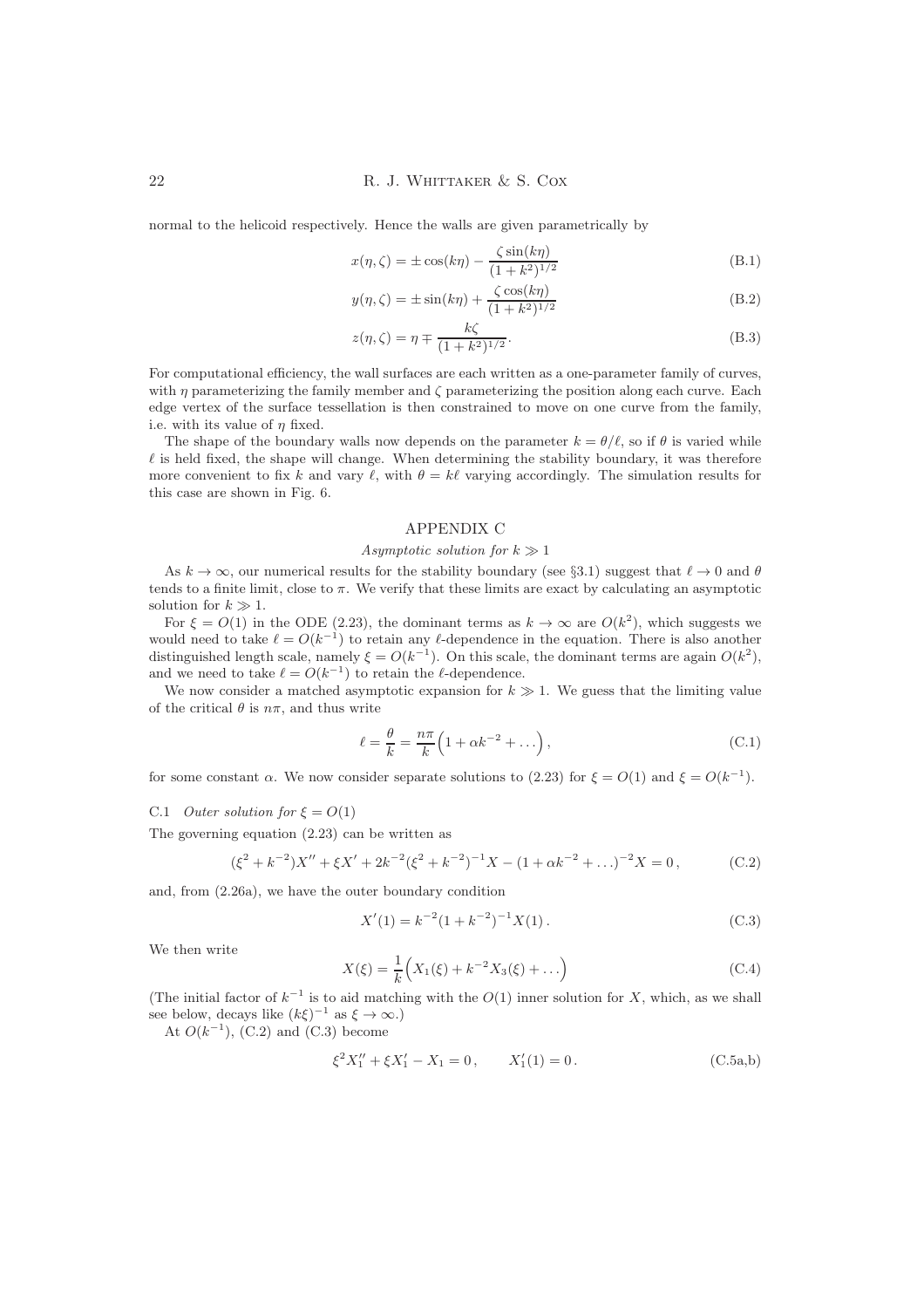normal to the helicoid respectively. Hence the walls are given parametrically by

$$x(\eta, \zeta) = \pm \cos(k\eta) - \frac{\zeta \sin(k\eta)}{(1+k^2)^{1/2}} \tag{B.1}$$

$$y(\eta, \zeta) = \pm \sin(k\eta) + \frac{\zeta \cos(k\eta)}{(1+k^2)^{1/2}} \tag{B.2}$$

$$z(\eta, \zeta) = \eta \mp \frac{k\zeta}{(1+k^2)^{1/2}}. \tag{B.3}$$

For computational efficiency, the wall surfaces are each written as a one-parameter family of curves, with $\eta$ parameterizing the family member and $\zeta$ parameterizing the position along each curve. Each edge vertex of the surface tessellation is then constrained to move on one curve from the family, i.e. with its value of $\eta$ fixed.

The shape of the boundary walls now depends on the parameter $k = \theta/\ell$, so if $\theta$ is varied while $\ell$ is held fixed, the shape will change. When determining the stability boundary, it was therefore more convenient to fix $k$ and vary $\ell$, with $\theta = k\ell$ varying accordingly. The simulation results for this case are shown in Fig. 6.

## APPENDIX C

### *Asymptotic solution for $k \gg 1$*

As $k \to \infty$, our numerical results for the stability boundary (see §3.1) suggest that $\ell \to 0$ and $\theta$ tends to a finite limit, close to $\pi$. We verify that these limits are exact by calculating an asymptotic solution for $k \gg 1$.

For $\xi = O(1)$ in the ODE (2.23), the dominant terms as $k \to \infty$ are $O(k^2)$, which suggests we would need to take $\ell = O(k^{-1})$ to retain any $\ell$-dependence in the equation. There is also another distinguished length scale, namely $\xi = O(k^{-1})$. On this scale, the dominant terms are again $O(k^2)$, and we need to take $\ell = O(k^{-1})$ to retain the $\ell$-dependence.

We now consider a matched asymptotic expansion for $k \gg 1$. We guess that the limiting value of the critical $\theta$ is $n\pi$, and thus write

$$\ell = \frac{\theta}{k} = \frac{n\pi}{k}\Big(1 + \alpha k^{-2} + \dots\Big), \tag{C.1}$$

for some constant $\alpha$. We now consider separate solutions to (2.23) for $\xi = O(1)$ and $\xi = O(k^{-1})$.

#### C.1 *Outer solution for $\xi = O(1)$*

The governing equation (2.23) can be written as

$$(\xi^2 + k^{-2})X'' + \xi X' + 2k^{-2}(\xi^2 + k^{-2})^{-1}X - (1 + \alpha k^{-2} + \dots)^{-2}X = 0\,, \tag{C.2}$$

and, from (2.26a), we have the outer boundary condition

$$X'(1) = k^{-2}(1 + k^{-2})^{-1}X(1)\,. \tag{C.3}$$

We then write

$$X(\xi) = \frac{1}{k}\Big(X_1(\xi) + k^{-2}X_3(\xi) + \dots\Big) \tag{C.4}$$

(The initial factor of $k^{-1}$ is to aid matching with the $O(1)$ inner solution for $X$, which, as we shall see below, decays like $(k\xi)^{-1}$ as $\xi \to \infty$.)

At $O(k^{-1})$, (C.2) and (C.3) become

$$\xi^2 X_1'' + \xi X_1' - X_1 = 0\,, \qquad X_1'(1) = 0\,. \tag{C.5a,b}$$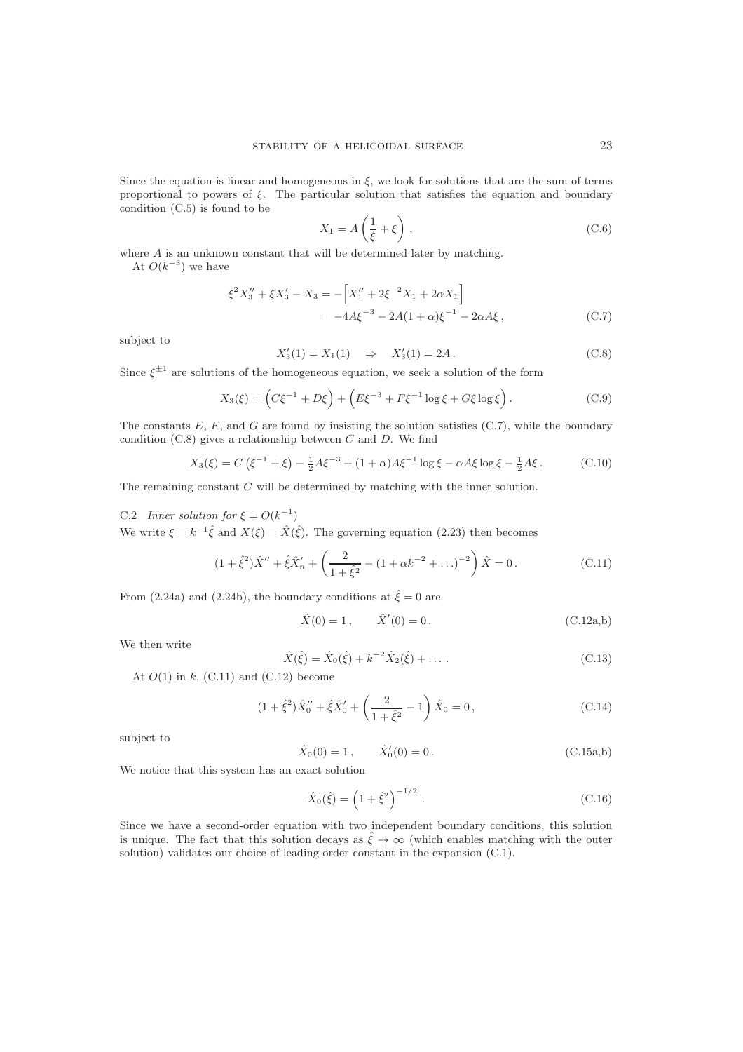Since the equation is linear and homogeneous in $\xi$, we look for solutions that are the sum of terms proportional to powers of $\xi$. The particular solution that satisfies the equation and boundary condition (C.5) is found to be

$$X_1 = A\left(\frac{1}{\xi} + \xi\right), \tag{C.6}$$

where $A$ is an unknown constant that will be determined later by matching.

At $O(k^{-3})$ we have

$$\begin{aligned} \xi^2 X_3'' + \xi X_3' - X_3 &= -\Big[X_1'' + 2\xi^{-2}X_1 + 2\alpha X_1\Big] \\ &= -4A\xi^{-3} - 2A(1+\alpha)\xi^{-1} - 2\alpha A\xi\,, \end{aligned} \tag{C.7}$$

subject to

$$X_3'(1) = X_1(1) \quad \Rightarrow \quad X_3'(1) = 2A\,. \tag{C.8}$$

Since $\xi^{\pm 1}$ are solutions of the homogeneous equation, we seek a solution of the form

$$X_3(\xi) = \Big(C\xi^{-1} + D\xi\Big) + \Big(E\xi^{-3} + F\xi^{-1}\log\xi + G\xi\log\xi\Big)\,. \tag{C.9}$$

The constants $E$, $F$, and $G$ are found by insisting the solution satisfies (C.7), while the boundary condition (C.8) gives a relationship between $C$ and $D$. We find

$$X_3(\xi) = C\left(\xi^{-1} + \xi\right) - \tfrac{1}{2}A\xi^{-3} + (1+\alpha)A\xi^{-1}\log\xi - \alpha A\xi\log\xi - \tfrac{1}{2}A\xi\,. \tag{C.10}$$

The remaining constant $C$ will be determined by matching with the inner solution.

### C.2 *Inner solution for* $\xi = O(k^{-1})$

We write $\xi = k^{-1}\hat{\xi}$ and $X(\xi) = \hat{X}(\hat{\xi})$. The governing equation (2.23) then becomes

$$(1+\hat{\xi}^2)\hat{X}'' + \hat{\xi}\hat{X}_n' + \left(\frac{2}{1+\hat{\xi}^2} - (1+\alpha k^{-2}+\ldots)^{-2}\right)\hat{X} = 0\,. \tag{C.11}$$

From (2.24a) and (2.24b), the boundary conditions at $\hat{\xi} = 0$ are

$$\hat{X}(0) = 1\,, \qquad \hat{X}'(0) = 0\,. \tag{C.12a,b}$$

We then write

$$\hat{X}(\hat{\xi}) = \hat{X}_0(\hat{\xi}) + k^{-2}\hat{X}_2(\hat{\xi}) + \ldots\,. \tag{C.13}$$

At $O(1)$ in $k$, (C.11) and (C.12) become

$$(1+\hat{\xi}^2)\hat{X}_0'' + \hat{\xi}\hat{X}_0' + \left(\frac{2}{1+\hat{\xi}^2} - 1\right)\hat{X}_0 = 0\,, \tag{C.14}$$

subject to

$$\hat{X}_0(0) = 1\,, \qquad \hat{X}_0'(0) = 0\,. \tag{C.15a,b}$$

We notice that this system has an exact solution

$$\hat{X}_0(\hat{\xi}) = \left(1+\hat{\xi}^2\right)^{-1/2}\,. \tag{C.16}$$

Since we have a second-order equation with two independent boundary conditions, this solution is unique. The fact that this solution decays as $\hat{\xi} \to \infty$ (which enables matching with the outer solution) validates our choice of leading-order constant in the expansion (C.1).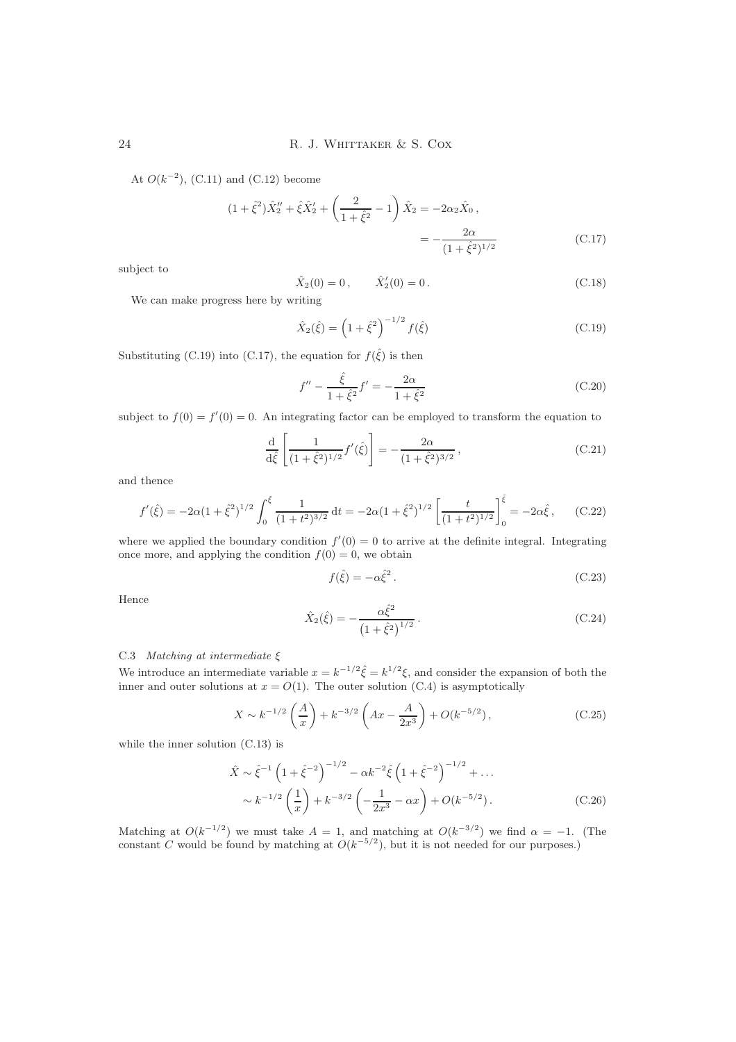At $O(k^{-2})$, (C.11) and (C.12) become

$$
\begin{aligned}
(1+\hat{\xi}^2)\hat{X}_2'' + \hat{\xi}\hat{X}_2' + \left(\frac{2}{1+\hat{\xi}^2} - 1\right)\hat{X}_2 &= -2\alpha_2 \hat{X}_0\,, \\
&= -\frac{2\alpha}{(1+\hat{\xi}^2)^{1/2}}
\end{aligned}
\tag{C.17}
$$

subject to

$$
\hat{X}_2(0) = 0\,, \qquad \hat{X}_2'(0) = 0\,. \tag{C.18}
$$

We can make progress here by writing

$$
\hat{X}_2(\hat{\xi}) = \left(1+\hat{\xi}^2\right)^{-1/2} f(\hat{\xi}) \tag{C.19}
$$

Substituting (C.19) into (C.17), the equation for $f(\hat{\xi})$ is then

$$
f'' - \frac{\hat{\xi}}{1+\hat{\xi}^2} f' = -\frac{2\alpha}{1+\hat{\xi}^2} \tag{C.20}
$$

subject to $f(0) = f'(0) = 0$. An integrating factor can be employed to transform the equation to

$$
\frac{\mathrm{d}}{\mathrm{d}\hat{\xi}}\left[\frac{1}{(1+\hat{\xi}^2)^{1/2}} f'(\hat{\xi})\right] = -\frac{2\alpha}{(1+\hat{\xi}^2)^{3/2}}\,, \tag{C.21}
$$

and thence

$$
f'(\hat{\xi}) = -2\alpha(1+\hat{\xi}^2)^{1/2}\int_0^{\hat{\xi}} \frac{1}{(1+t^2)^{3/2}}\,\mathrm{d}t = -2\alpha(1+\hat{\xi}^2)^{1/2}\left[\frac{t}{(1+t^2)^{1/2}}\right]_0^{\hat{\xi}} = -2\alpha\hat{\xi}\,, \tag{C.22}
$$

where we applied the boundary condition $f'(0) = 0$ to arrive at the definite integral. Integrating once more, and applying the condition $f(0) = 0$, we obtain

$$
f(\hat{\xi}) = -\alpha\hat{\xi}^2\,. \tag{C.23}
$$

Hence

$$
\hat{X}_2(\hat{\xi}) = -\frac{\alpha\hat{\xi}^2}{\left(1+\hat{\xi}^2\right)^{1/2}}\,. \tag{C.24}
$$

### C.3 *Matching at intermediate* $\xi$

We introduce an intermediate variable $x = k^{-1/2}\hat{\xi} = k^{1/2}\xi$, and consider the expansion of both the inner and outer solutions at $x = O(1)$. The outer solution (C.4) is asymptotically

$$
X \sim k^{-1/2}\left(\frac{A}{x}\right) + k^{-3/2}\left(Ax - \frac{A}{2x^3}\right) + O(k^{-5/2})\,, \tag{C.25}
$$

while the inner solution (C.13) is

$$
\begin{aligned}
\hat{X} &\sim \hat{\xi}^{-1}\left(1+\hat{\xi}^{-2}\right)^{-1/2} - \alpha k^{-2}\hat{\xi}\left(1+\hat{\xi}^{-2}\right)^{-1/2} + \ldots \\
&\sim k^{-1/2}\left(\frac{1}{x}\right) + k^{-3/2}\left(-\frac{1}{2x^3} - \alpha x\right) + O(k^{-5/2})\,.
\end{aligned}
\tag{C.26}
$$

Matching at $O(k^{-1/2})$ we must take $A = 1$, and matching at $O(k^{-3/2})$ we find $\alpha = -1$. (The constant $C$ would be found by matching at $O(k^{-5/2})$, but it is not needed for our purposes.)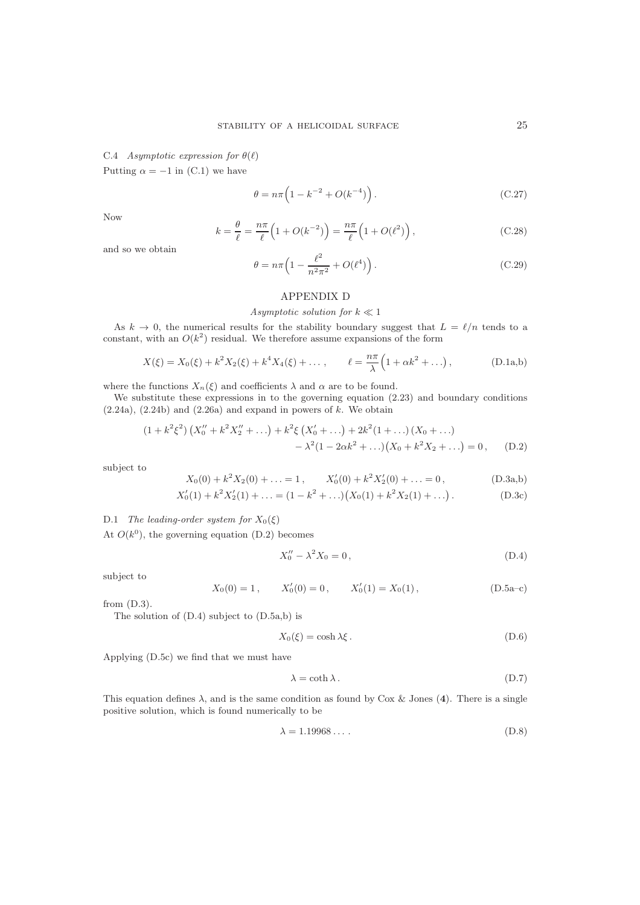### C.4 *Asymptotic expression for $\theta(\ell)$*

Putting $\alpha = -1$ in (C.1) we have

$$\theta = n\pi\Big(1 - k^{-2} + O(k^{-4})\Big)\,. \tag{C.27}$$

Now

$$k = \frac{\theta}{\ell} = \frac{n\pi}{\ell}\Big(1 + O(k^{-2})\Big) = \frac{n\pi}{\ell}\Big(1 + O(\ell^{2})\Big)\,, \tag{C.28}$$

and so we obtain

$$\theta = n\pi\Big(1 - \frac{\ell^2}{n^2\pi^2} + O(\ell^4)\Big)\,. \tag{C.29}$$

## APPENDIX D

*Asymptotic solution for $k \ll 1$*

As $k \to 0$, the numerical results for the stability boundary suggest that $L = \ell/n$ tends to a constant, with an $O(k^2)$ residual. We therefore assume expansions of the form

$$X(\xi) = X_0(\xi) + k^2 X_2(\xi) + k^4 X_4(\xi) + \dots\,, \qquad \ell = \frac{n\pi}{\lambda}\Big(1 + \alpha k^2 + \dots\Big)\,, \tag{D.1a,b}$$

where the functions $X_n(\xi)$ and coefficients $\lambda$ and $\alpha$ are to be found.

We substitute these expressions in to the governing equation (2.23) and boundary conditions (2.24a), (2.24b) and (2.26a) and expand in powers of $k$. We obtain

$$\begin{aligned}(1 + k^2\xi^2)\left(X_0'' + k^2 X_2'' + \dots\right) + k^2\xi\left(X_0' + \dots\right) + 2k^2(1 + \dots)(X_0 + \dots)\\ - \lambda^2(1 - 2\alpha k^2 + \dots)\big(X_0 + k^2 X_2 + \dots\big) = 0\,,\end{aligned} \tag{D.2}$$

subject to

$$X_0(0) + k^2 X_2(0) + \dots = 1\,, \qquad X_0'(0) + k^2 X_2'(0) + \dots = 0\,, \tag{D.3a,b}$$

$$X_0'(1) + k^2 X_2'(1) + \dots = (1 - k^2 + \dots)\big(X_0(1) + k^2 X_2(1) + \dots\big)\,. \tag{D.3c}$$

### D.1 *The leading-order system for $X_0(\xi)$*

At $O(k^0)$, the governing equation (D.2) becomes

$$X_0'' - \lambda^2 X_0 = 0\,, \tag{D.4}$$

subject to

$$X_0(0) = 1\,, \qquad X_0'(0) = 0\,, \qquad X_0'(1) = X_0(1)\,, \tag{D.5a–c}$$

from (D.3).

The solution of (D.4) subject to (D.5a,b) is

$$X_0(\xi) = \cosh\lambda\xi\,. \tag{D.6}$$

Applying (D.5c) we find that we must have

$$\lambda = \coth\lambda\,. \tag{D.7}$$

This equation defines $\lambda$, and is the same condition as found by Cox & Jones (**4**). There is a single positive solution, which is found numerically to be

$$\lambda = 1.19968\dots\,. \tag{D.8}$$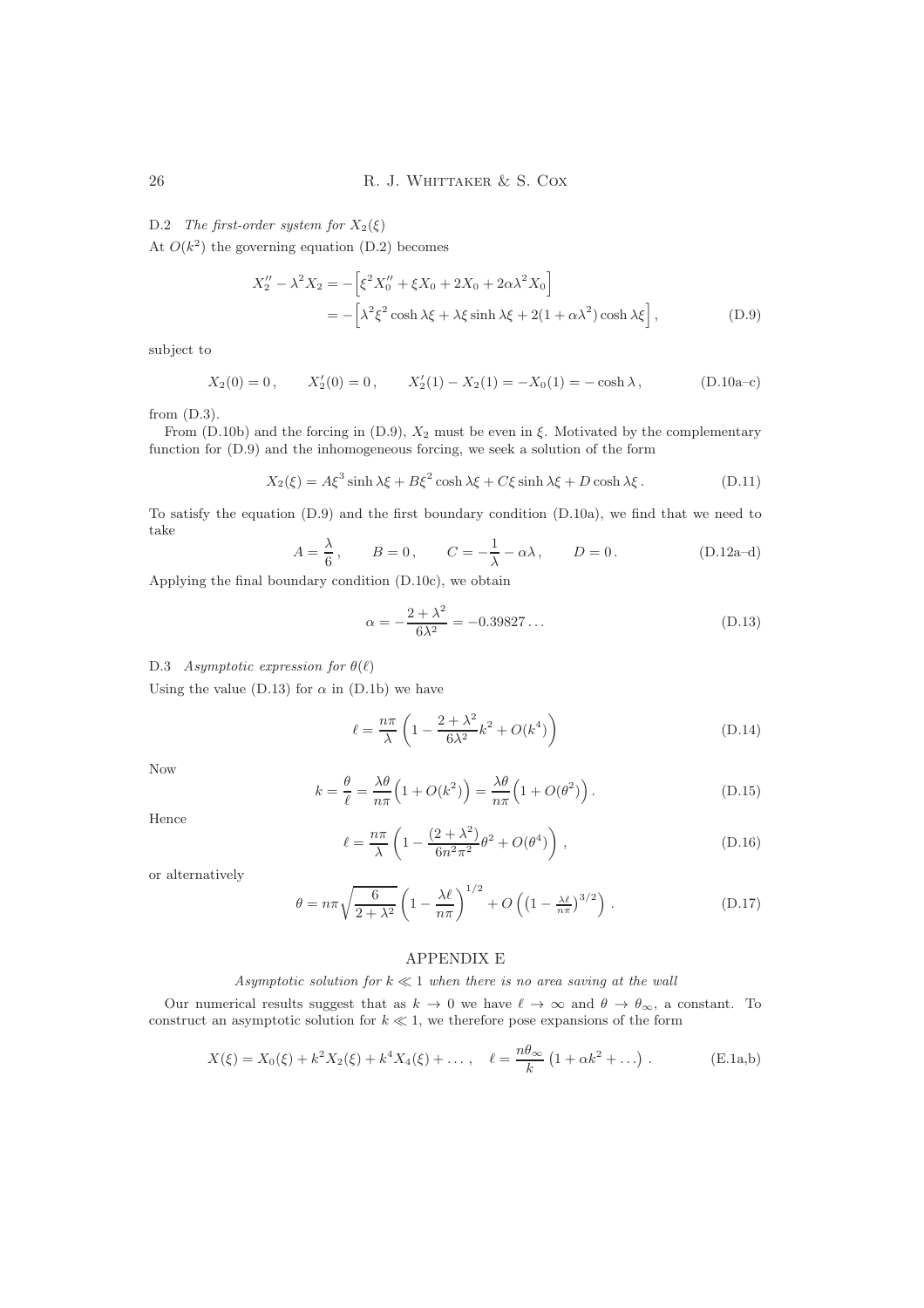### D.2 *The first-order system for* $X_2(\xi)$

At $O(k^2)$ the governing equation (D.2) becomes

$$
\begin{aligned}
X_2'' - \lambda^2 X_2 &= -\Big[\xi^2 X_0'' + \xi X_0 + 2X_0 + 2\alpha\lambda^2 X_0\Big] \\
&= -\Big[\lambda^2 \xi^2 \cosh\lambda\xi + \lambda\xi \sinh\lambda\xi + 2(1+\alpha\lambda^2)\cosh\lambda\xi\Big] ,
\end{aligned} \tag{D.9}
$$

subject to

$$
X_2(0) = 0 \,, \qquad X_2'(0) = 0 \,, \qquad X_2'(1) - X_2(1) = -X_0(1) = -\cosh\lambda \,, \tag{D.10a–c}
$$

from (D.3).

From (D.10b) and the forcing in (D.9), $X_2$ must be even in $\xi$. Motivated by the complementary function for (D.9) and the inhomogeneous forcing, we seek a solution of the form

$$
X_2(\xi) = A\xi^3 \sinh\lambda\xi + B\xi^2\cosh\lambda\xi + C\xi\sinh\lambda\xi + D\cosh\lambda\xi \,. \tag{D.11}
$$

To satisfy the equation (D.9) and the first boundary condition (D.10a), we find that we need to take

$$
A = \frac{\lambda}{6} \,, \qquad B = 0 \,, \qquad C = -\frac{1}{\lambda} - \alpha\lambda \,, \qquad D = 0 \,. \tag{D.12a–d}
$$

Applying the final boundary condition (D.10c), we obtain

$$
\alpha = -\frac{2+\lambda^2}{6\lambda^2} = -0.39827\ldots \tag{D.13}
$$

### D.3 *Asymptotic expression for* $\theta(\ell)$

Using the value (D.13) for $\alpha$ in (D.1b) we have

$$
\ell = \frac{n\pi}{\lambda}\left(1 - \frac{2+\lambda^2}{6\lambda^2}k^2 + O(k^4)\right) \tag{D.14}
$$

Now

$$
k = \frac{\theta}{\ell} = \frac{\lambda\theta}{n\pi}\Big(1 + O(k^2)\Big) = \frac{\lambda\theta}{n\pi}\Big(1 + O(\theta^2)\Big) \,. \tag{D.15}
$$

Hence

$$
\ell = \frac{n\pi}{\lambda}\left(1 - \frac{(2+\lambda^2)}{6n^2\pi^2}\theta^2 + O(\theta^4)\right) , \tag{D.16}
$$

or alternatively

$$
\theta = n\pi\sqrt{\frac{6}{2+\lambda^2}}\left(1 - \frac{\lambda\ell}{n\pi}\right)^{1/2} + O\left(\left(1 - \tfrac{\lambda\ell}{n\pi}\right)^{3/2}\right) . \tag{D.17}
$$

## APPENDIX E

*Asymptotic solution for* $k \ll 1$ *when there is no area saving at the wall*

Our numerical results suggest that as $k \to 0$ we have $\ell \to \infty$ and $\theta \to \theta_\infty$, a constant. To construct an asymptotic solution for $k \ll 1$, we therefore pose expansions of the form

$$
X(\xi) = X_0(\xi) + k^2 X_2(\xi) + k^4 X_4(\xi) + \ldots \,, \quad \ell = \frac{n\theta_\infty}{k}\left(1 + \alpha k^2 + \ldots\right) . \tag{E.1a,b}
$$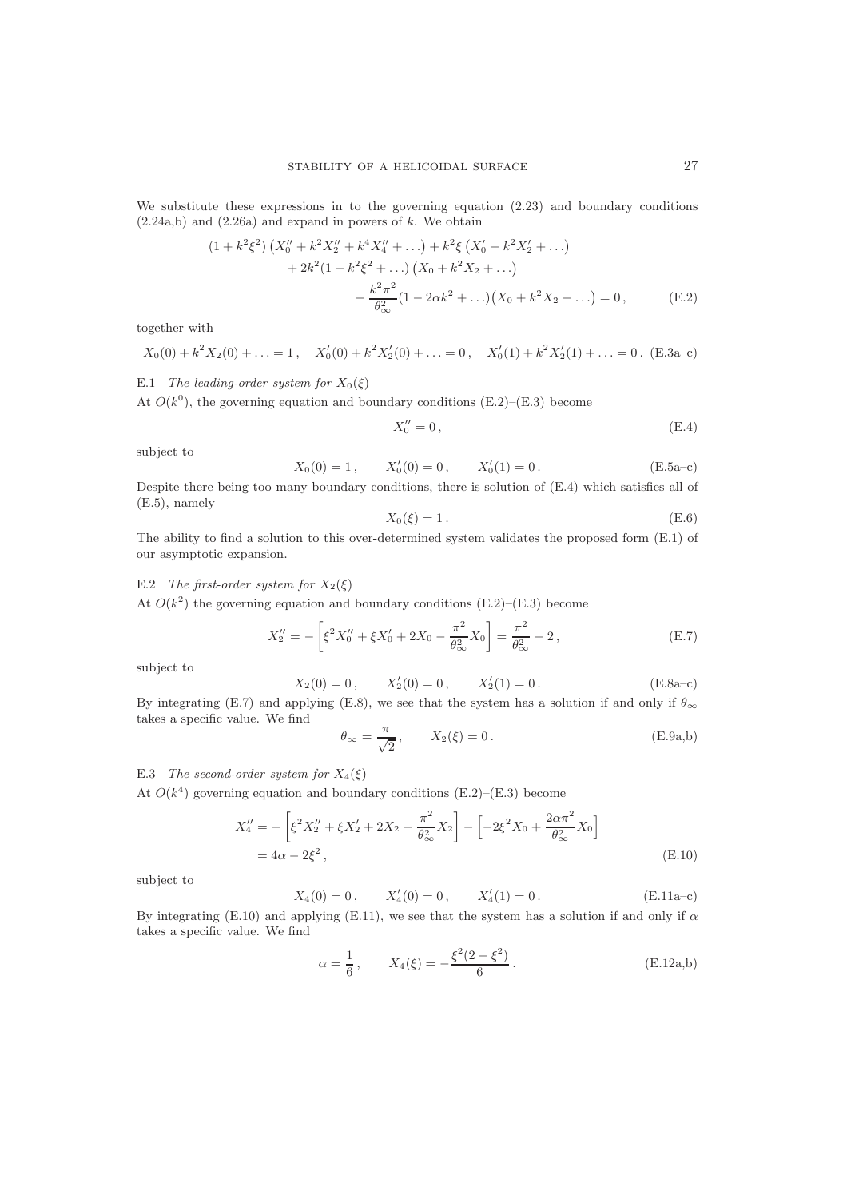We substitute these expressions in to the governing equation (2.23) and boundary conditions (2.24a,b) and (2.26a) and expand in powers of $k$. We obtain

$$
\begin{aligned}
(1+k^2\xi^2)\left(X_0''+k^2X_2''+k^4X_4''+\ldots\right)+k^2\xi\left(X_0'+k^2X_2'+\ldots\right)& \\
+2k^2(1-k^2\xi^2+\ldots)\left(X_0+k^2X_2+\ldots\right)& \\
-\frac{k^2\pi^2}{\theta_\infty^2}(1-2\alpha k^2+\ldots)\left(X_0+k^2X_2+\ldots\right)&=0\,,
\end{aligned}
\tag{E.2}
$$

together with

$$
X_0(0)+k^2X_2(0)+\ldots=1\,,\quad X_0'(0)+k^2X_2'(0)+\ldots=0\,,\quad X_0'(1)+k^2X_2'(1)+\ldots=0\,. \tag{E.3a–c}
$$

### E.1 *The leading-order system for $X_0(\xi)$*

At $O(k^0)$, the governing equation and boundary conditions (E.2)–(E.3) become

$$
X_0''=0\,, \tag{E.4}
$$

subject to

$$
X_0(0)=1\,,\qquad X_0'(0)=0\,,\qquad X_0'(1)=0\,. \tag{E.5a–c}
$$

Despite there being too many boundary conditions, there is solution of (E.4) which satisfies all of (E.5), namely

$$
X_0(\xi)=1\,. \tag{E.6}
$$

The ability to find a solution to this over-determined system validates the proposed form (E.1) of our asymptotic expansion.

### E.2 *The first-order system for $X_2(\xi)$*

At $O(k^2)$ the governing equation and boundary conditions (E.2)–(E.3) become

$$
X_2''=-\left[\xi^2X_0''+\xi X_0'+2X_0-\frac{\pi^2}{\theta_\infty^2}X_0\right]=\frac{\pi^2}{\theta_\infty^2}-2\,, \tag{E.7}
$$

subject to

$$
X_2(0)=0\,,\qquad X_2'(0)=0\,,\qquad X_2'(1)=0\,. \tag{E.8a–c}
$$

By integrating (E.7) and applying (E.8), we see that the system has a solution if and only if $\theta_\infty$ takes a specific value. We find

$$
\theta_\infty=\frac{\pi}{\sqrt{2}}\,,\qquad X_2(\xi)=0\,. \tag{E.9a,b}
$$

### E.3 *The second-order system for $X_4(\xi)$*

At $O(k^4)$ governing equation and boundary conditions (E.2)–(E.3) become

$$
\begin{aligned}
X_4''&=-\left[\xi^2X_2''+\xi X_2'+2X_2-\frac{\pi^2}{\theta_\infty^2}X_2\right]-\left[-2\xi^2X_0+\frac{2\alpha\pi^2}{\theta_\infty^2}X_0\right]\\
&=4\alpha-2\xi^2\,,
\end{aligned}
\tag{E.10}
$$

subject to

$$
X_4(0)=0\,,\qquad X_4'(0)=0\,,\qquad X_4'(1)=0\,. \tag{E.11a–c}
$$

By integrating (E.10) and applying (E.11), we see that the system has a solution if and only if $\alpha$ takes a specific value. We find

$$
\alpha=\frac{1}{6}\,,\qquad X_4(\xi)=-\frac{\xi^2(2-\xi^2)}{6}\,. \tag{E.12a,b}
$$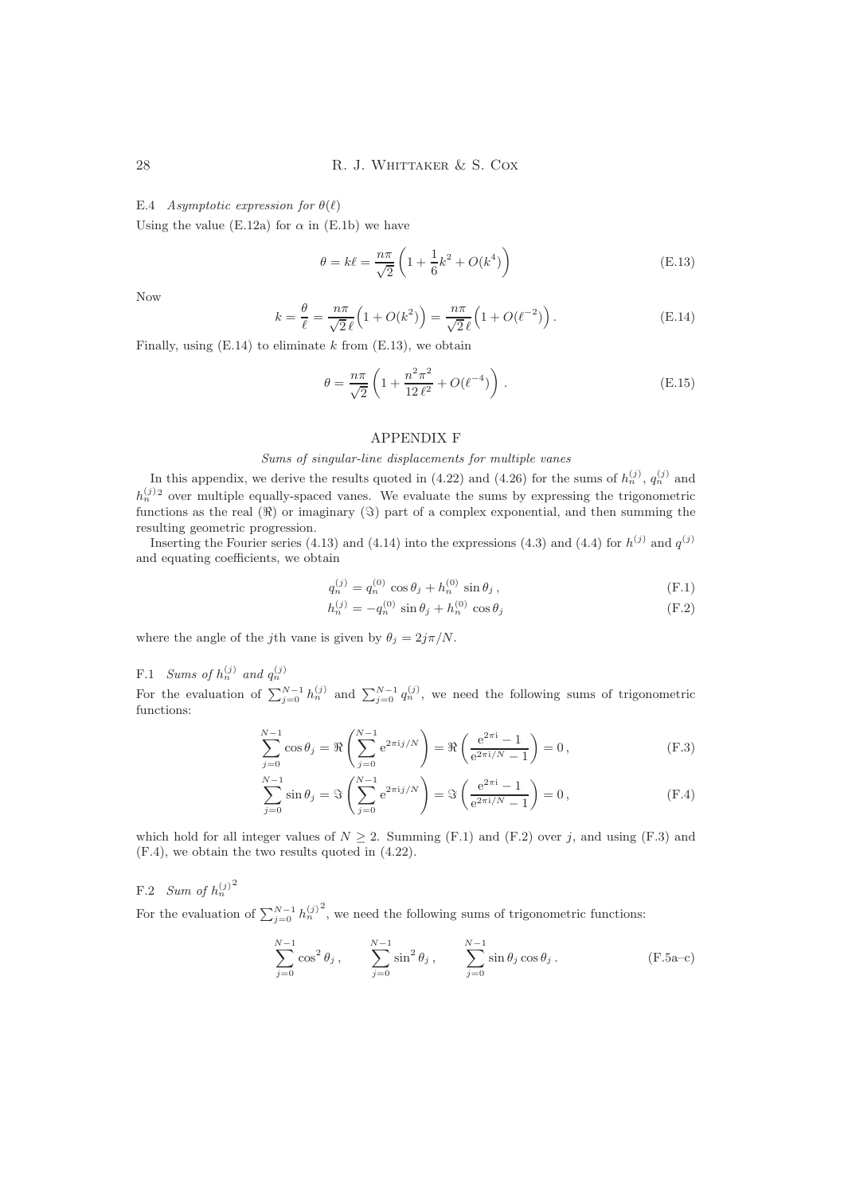### E.4 *Asymptotic expression for $\theta(\ell)$*

Using the value (E.12a) for $\alpha$ in (E.1b) we have

$$\theta = k\ell = \frac{n\pi}{\sqrt{2}}\left(1 + \frac{1}{6}k^2 + O(k^4)\right) \tag{E.13}$$

Now

$$k = \frac{\theta}{\ell} = \frac{n\pi}{\sqrt{2}\,\ell}\Big(1 + O(k^2)\Big) = \frac{n\pi}{\sqrt{2}\,\ell}\Big(1 + O(\ell^{-2})\Big)\,. \tag{E.14}$$

Finally, using (E.14) to eliminate $k$ from (E.13), we obtain

$$\theta = \frac{n\pi}{\sqrt{2}}\left(1 + \frac{n^2\pi^2}{12\,\ell^2} + O(\ell^{-4})\right)\,. \tag{E.15}$$

## APPENDIX F

### *Sums of singular-line displacements for multiple vanes*

In this appendix, we derive the results quoted in (4.22) and (4.26) for the sums of $h_n^{(j)}$, $q_n^{(j)}$ and $h_n^{(j)\,2}$ over multiple equally-spaced vanes. We evaluate the sums by expressing the trigonometric functions as the real ($\Re$) or imaginary ($\Im$) part of a complex exponential, and then summing the resulting geometric progression.

Inserting the Fourier series (4.13) and (4.14) into the expressions (4.3) and (4.4) for $h^{(j)}$ and $q^{(j)}$ and equating coefficients, we obtain

$$q_n^{(j)} = q_n^{(0)}\cos\theta_j + h_n^{(0)}\sin\theta_j\,, \tag{F.1}$$

$$h_n^{(j)} = -q_n^{(0)}\sin\theta_j + h_n^{(0)}\cos\theta_j \tag{F.2}$$

where the angle of the $j$th vane is given by $\theta_j = 2j\pi/N$.

### F.1 *Sums of $h_n^{(j)}$ and $q_n^{(j)}$*

For the evaluation of $\sum_{j=0}^{N-1} h_n^{(j)}$ and $\sum_{j=0}^{N-1} q_n^{(j)}$, we need the following sums of trigonometric functions:

$$\sum_{j=0}^{N-1}\cos\theta_j = \Re\left(\sum_{j=0}^{N-1} \mathrm{e}^{2\pi\mathrm{i}j/N}\right) = \Re\left(\frac{\mathrm{e}^{2\pi\mathrm{i}} - 1}{\mathrm{e}^{2\pi\mathrm{i}/N} - 1}\right) = 0\,, \tag{F.3}$$

$$\sum_{j=0}^{N-1}\sin\theta_j = \Im\left(\sum_{j=0}^{N-1} \mathrm{e}^{2\pi\mathrm{i}j/N}\right) = \Im\left(\frac{\mathrm{e}^{2\pi\mathrm{i}} - 1}{\mathrm{e}^{2\pi\mathrm{i}/N} - 1}\right) = 0\,, \tag{F.4}$$

which hold for all integer values of $N \geq 2$. Summing (F.1) and (F.2) over $j$, and using (F.3) and (F.4), we obtain the two results quoted in (4.22).

### F.2 *Sum of ${h_n^{(j)}}^2$*

For the evaluation of $\sum_{j=0}^{N-1} {h_n^{(j)}}^2$, we need the following sums of trigonometric functions:

$$\sum_{j=0}^{N-1}\cos^2\theta_j\,, \qquad \sum_{j=0}^{N-1}\sin^2\theta_j\,, \qquad \sum_{j=0}^{N-1}\sin\theta_j\cos\theta_j\,. \tag{F.5a–c}$$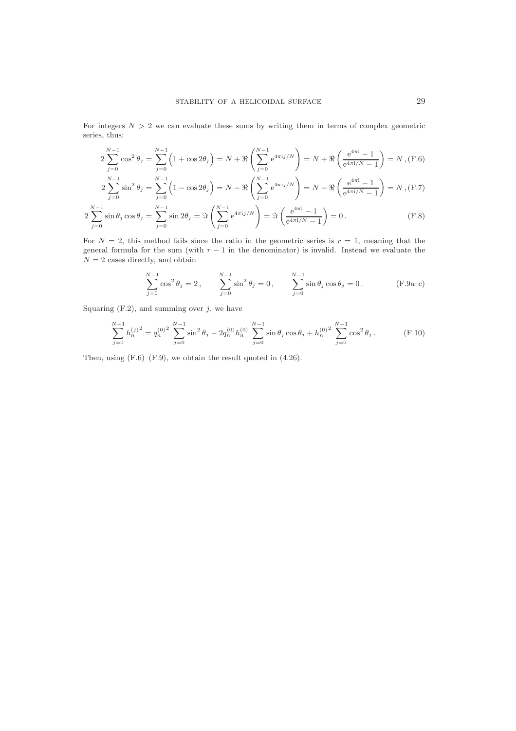For integers $N > 2$ we can evaluate these sums by writing them in terms of complex geometric series, thus:

$$2\sum_{j=0}^{N-1}\cos^2\theta_j = \sum_{j=0}^{N-1}\Big(1+\cos 2\theta_j\Big) = N + \Re\left(\sum_{j=0}^{N-1} \mathrm{e}^{4\pi \mathrm{i} j/N}\right) = N + \Re\left(\frac{\mathrm{e}^{4\pi\mathrm{i}}-1}{\mathrm{e}^{4\pi\mathrm{i}/N}-1}\right) = N\,, \tag{F.6}$$

$$2\sum_{j=0}^{N-1}\sin^2\theta_j = \sum_{j=0}^{N-1}\Big(1-\cos 2\theta_j\Big) = N - \Re\left(\sum_{j=0}^{N-1} \mathrm{e}^{4\pi \mathrm{i} j/N}\right) = N - \Re\left(\frac{\mathrm{e}^{4\pi\mathrm{i}}-1}{\mathrm{e}^{4\pi\mathrm{i}/N}-1}\right) = N\,, \tag{F.7}$$

$$2\sum_{j=0}^{N-1}\sin\theta_j\cos\theta_j = \sum_{j=0}^{N-1}\sin 2\theta_j = \Im\left(\sum_{j=0}^{N-1} \mathrm{e}^{4\pi \mathrm{i} j/N}\right) = \Im\left(\frac{\mathrm{e}^{4\pi\mathrm{i}}-1}{\mathrm{e}^{4\pi\mathrm{i}/N}-1}\right) = 0\,. \tag{F.8}$$

For $N = 2$, this method fails since the ratio in the geometric series is $r = 1$, meaning that the general formula for the sum (with $r - 1$ in the denominator) is invalid. Instead we evaluate the $N = 2$ cases directly, and obtain

$$\sum_{j=0}^{N-1}\cos^2\theta_j = 2\,, \qquad \sum_{j=0}^{N-1}\sin^2\theta_j = 0\,, \qquad \sum_{j=0}^{N-1}\sin\theta_j\cos\theta_j = 0\,. \tag{F.9a–c}$$

Squaring (F.2), and summing over $j$, we have

$$\sum_{j=0}^{N-1} {h_n^{(j)}}^2 = {q_n^{(0)}}^2 \sum_{j=0}^{N-1}\sin^2\theta_j - 2q_n^{(0)}h_n^{(0)}\sum_{j=0}^{N-1}\sin\theta_j\cos\theta_j + {h_n^{(0)}}^2\sum_{j=0}^{N-1}\cos^2\theta_j\,. \tag{F.10}$$

Then, using (F.6)–(F.9), we obtain the result quoted in (4.26).